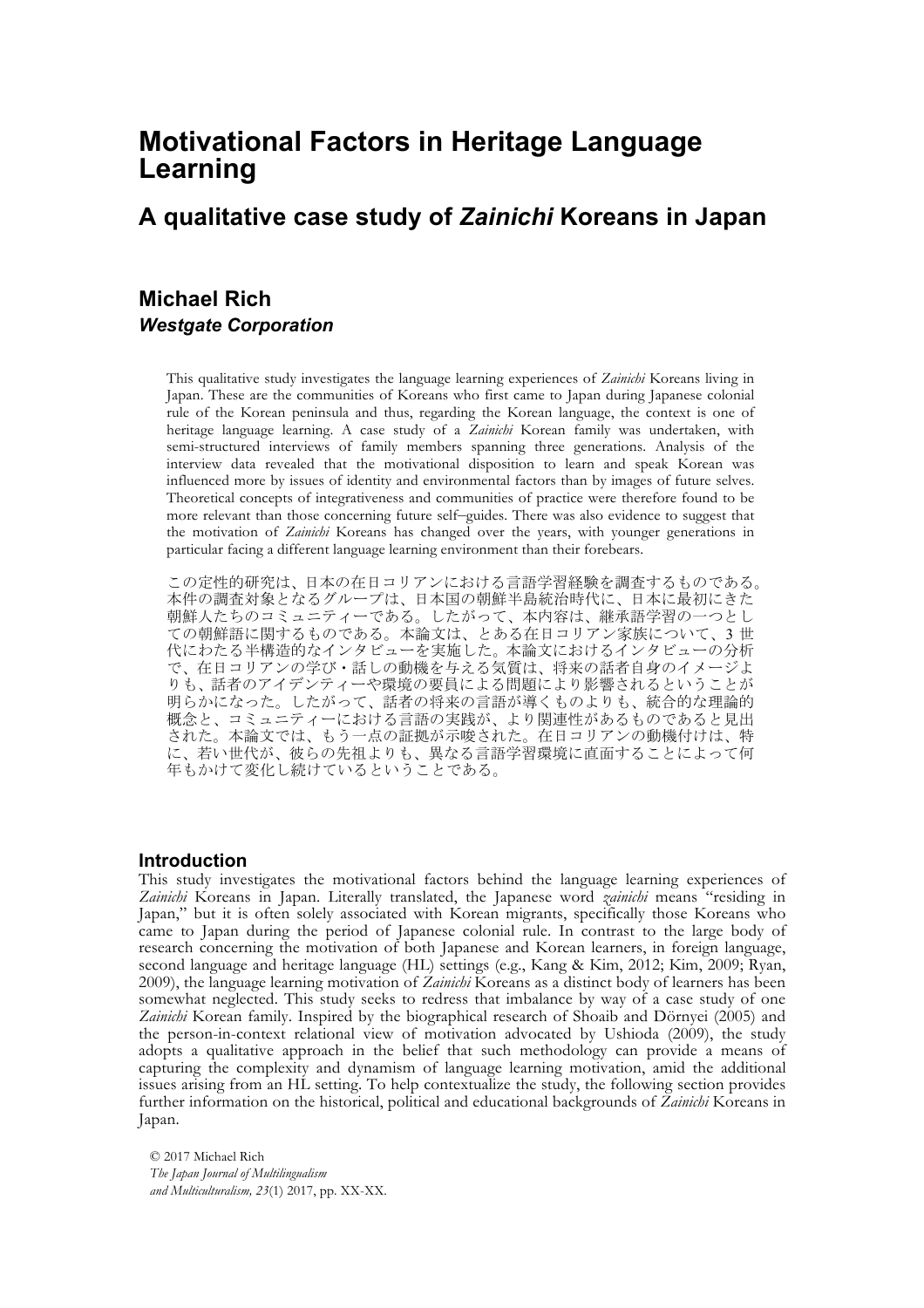# Motivational Factors in Heritage Language Learning

## A qualitative case study of *Zainichi* Koreans in Japan

### Michael Rich

***Westgate Corporation***

This qualitative study investigates the language learning experiences of *Zainichi* Koreans living in Japan. These are the communities of Koreans who first came to Japan during Japanese colonial rule of the Korean peninsula and thus, regarding the Korean language, the context is one of heritage language learning. A case study of a *Zainichi* Korean family was undertaken, with semi-structured interviews of family members spanning three generations. Analysis of the interview data revealed that the motivational disposition to learn and speak Korean was influenced more by issues of identity and environmental factors than by images of future selves. Theoretical concepts of integrativeness and communities of practice were therefore found to be more relevant than those concerning future self–guides. There was also evidence to suggest that the motivation of *Zainichi* Koreans has changed over the years, with younger generations in particular facing a different language learning environment than their forebears.

この定性的研究は、日本の在日コリアンにおける言語学習経験を調査するものである。本件の調査対象となるグループは、日本国の朝鮮半島統治時代に、日本に最初にきた朝鮮人たちのコミュニティーである。したがって、本内容は、継承語学習の一つとしての朝鮮語に関するものである。本論文は、とある在日コリアン家族について、3 世代にわたる半構造的なインタビューを実施した。本論文におけるインタビューの分析で、在日コリアンの学び・話しの動機を与える気質は、将来の話者自身のイメージよりも、話者のアイデンティーや環境の要員による問題により影響されるということが明らかになった。したがって、話者の将来の言語が導くものよりも、統合的な理論的概念と、コミュニティーにおける言語の実践が、より関連性があるものであると見出された。本論文では、もう一点の証拠が示唆された。在日コリアンの動機付けは、特に、若い世代が、彼らの先祖よりも、異なる言語学習環境に直面することによって何年もかけて変化し続けているということである。

## Introduction

This study investigates the motivational factors behind the language learning experiences of *Zainichi* Koreans in Japan. Literally translated, the Japanese word *zainichi* means "residing in Japan," but it is often solely associated with Korean migrants, specifically those Koreans who came to Japan during the period of Japanese colonial rule. In contrast to the large body of research concerning the motivation of both Japanese and Korean learners, in foreign language, second language and heritage language (HL) settings (e.g., Kang & Kim, 2012; Kim, 2009; Ryan, 2009), the language learning motivation of *Zainichi* Koreans as a distinct body of learners has been somewhat neglected. This study seeks to redress that imbalance by way of a case study of one *Zainichi* Korean family. Inspired by the biographical research of Shoaib and Dörnyei (2005) and the person-in-context relational view of motivation advocated by Ushioda (2009), the study adopts a qualitative approach in the belief that such methodology can provide a means of capturing the complexity and dynamism of language learning motivation, amid the additional issues arising from an HL setting. To help contextualize the study, the following section provides further information on the historical, political and educational backgrounds of *Zainichi* Koreans in Japan.

© 2017 Michael Rich
*The Japan Journal of Multilingualism and Multiculturalism, 23*(1) 2017, pp. XX-XX.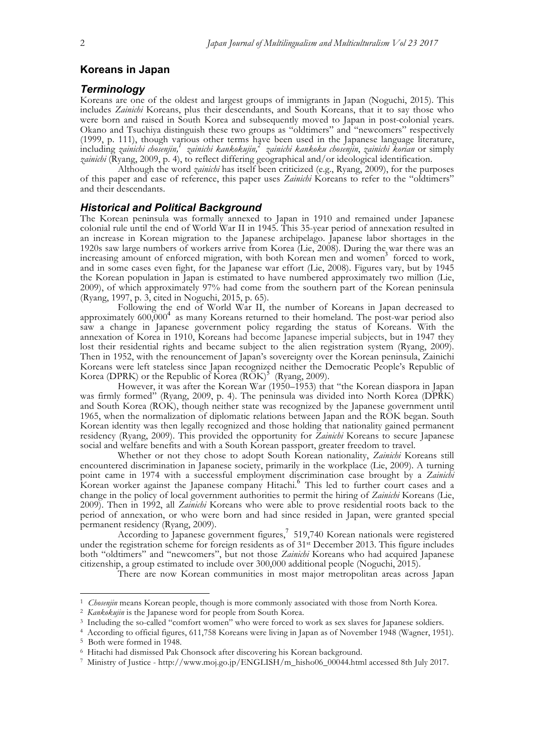## Koreans in Japan

### Terminology

Koreans are one of the oldest and largest groups of immigrants in Japan (Noguchi, 2015). This includes *Zainichi* Koreans, plus their descendants, and South Koreans, that it to say those who were born and raised in South Korea and subsequently moved to Japan in post-colonial years. Okano and Tsuchiya distinguish these two groups as "oldtimers" and "newcomers" respectively (1999, p. 111), though various other terms have been used in the Japanese language literature, including *zainichi chosenjin,*[1] *zainichi kankokujin,*[2] *zainichi kankoku chosenjin*, *zainichi korian* or simply *zainichi* (Ryang, 2009, p. 4), to reflect differing geographical and/or ideological identification.

Although the word *zainichi* has itself been criticized (e.g., Ryang, 2009), for the purposes of this paper and ease of reference, this paper uses *Zainichi* Koreans to refer to the "oldtimers" and their descendants.

### Historical and Political Background

The Korean peninsula was formally annexed to Japan in 1910 and remained under Japanese colonial rule until the end of World War II in 1945. This 35-year period of annexation resulted in an increase in Korean migration to the Japanese archipelago. Japanese labor shortages in the 1920s saw large numbers of workers arrive from Korea (Lie, 2008). During the war there was an increasing amount of enforced migration, with both Korean men and women[3] forced to work, and in some cases even fight, for the Japanese war effort (Lie, 2008). Figures vary, but by 1945 the Korean population in Japan is estimated to have numbered approximately two million (Lie, 2009), of which approximately 97% had come from the southern part of the Korean peninsula (Ryang, 1997, p. 3, cited in Noguchi, 2015, p. 65).

Following the end of World War II, the number of Koreans in Japan decreased to approximately 600,000[4] as many Koreans returned to their homeland. The post-war period also saw a change in Japanese government policy regarding the status of Koreans. With the annexation of Korea in 1910, Koreans had become Japanese imperial subjects, but in 1947 they lost their residential rights and became subject to the alien registration system (Ryang, 2009). Then in 1952, with the renouncement of Japan's sovereignty over the Korean peninsula, Zainichi Koreans were left stateless since Japan recognized neither the Democratic People's Republic of Korea (DPRK) or the Republic of Korea (ROK)[5] (Ryang, 2009).

However, it was after the Korean War (1950–1953) that "the Korean diaspora in Japan was firmly formed" (Ryang, 2009, p. 4). The peninsula was divided into North Korea (DPRK) and South Korea (ROK), though neither state was recognized by the Japanese government until 1965, when the normalization of diplomatic relations between Japan and the ROK began. South Korean identity was then legally recognized and those holding that nationality gained permanent residency (Ryang, 2009). This provided the opportunity for *Zainichi* Koreans to secure Japanese social and welfare benefits and with a South Korean passport, greater freedom to travel.

Whether or not they chose to adopt South Korean nationality, *Zainichi* Koreans still encountered discrimination in Japanese society, primarily in the workplace (Lie, 2009). A turning point came in 1974 with a successful employment discrimination case brought by a *Zainichi* Korean worker against the Japanese company Hitachi.[6] This led to further court cases and a change in the policy of local government authorities to permit the hiring of *Zainichi* Koreans (Lie, 2009). Then in 1992, all *Zainichi* Koreans who were able to prove residential roots back to the period of annexation, or who were born and had since resided in Japan, were granted special permanent residency (Ryang, 2009).

According to Japanese government figures,[7] 519,740 Korean nationals were registered under the registration scheme for foreign residents as of 31st December 2013. This figure includes both "oldtimers" and "newcomers", but not those *Zainichi* Koreans who had acquired Japanese citizenship, a group estimated to include over 300,000 additional people (Noguchi, 2015).

There are now Korean communities in most major metropolitan areas across Japan

---

[1] *Chosenjin* means Korean people, though is more commonly associated with those from North Korea.

[2] *Kankokujin* is the Japanese word for people from South Korea.

[3] Including the so-called "comfort women" who were forced to work as sex slaves for Japanese soldiers.

[4] According to official figures, 611,758 Koreans were living in Japan as of November 1948 (Wagner, 1951).

[5] Both were formed in 1948.

[6] Hitachi had dismissed Pak Chonsock after discovering his Korean background.

[7] Ministry of Justice - http://www.moj.go.jp/ENGLISH/m_hisho06_00044.html accessed 8th July 2017.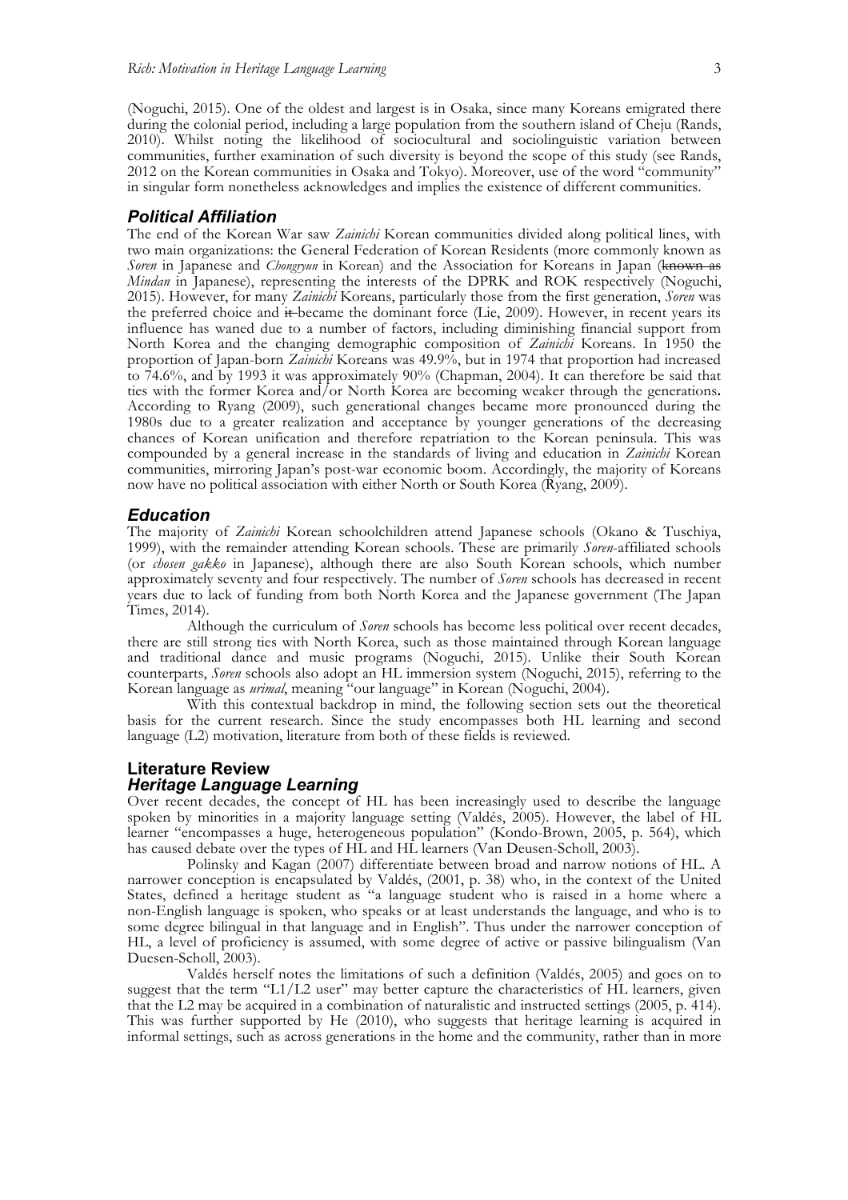(Noguchi, 2015). One of the oldest and largest is in Osaka, since many Koreans emigrated there during the colonial period, including a large population from the southern island of Cheju (Rands, 2010). Whilst noting the likelihood of sociocultural and sociolinguistic variation between communities, further examination of such diversity is beyond the scope of this study (see Rands, 2012 on the Korean communities in Osaka and Tokyo). Moreover, use of the word "community" in singular form nonetheless acknowledges and implies the existence of different communities.

### *Political Affiliation*

The end of the Korean War saw *Zainichi* Korean communities divided along political lines, with two main organizations: the General Federation of Korean Residents (more commonly known as *Soren* in Japanese and *Chongryun* in Korean) and the Association for Koreans in Japan (~~known as~~ *Mindan* in Japanese), representing the interests of the DPRK and ROK respectively (Noguchi, 2015). However, for many *Zainichi* Koreans, particularly those from the first generation, *Soren* was the preferred choice and ~~it~~ became the dominant force (Lie, 2009). However, in recent years its influence has waned due to a number of factors, including diminishing financial support from North Korea and the changing demographic composition of *Zainichi* Koreans. In 1950 the proportion of Japan-born *Zainichi* Koreans was 49.9%, but in 1974 that proportion had increased to 74.6%, and by 1993 it was approximately 90% (Chapman, 2004). It can therefore be said that ties with the former Korea and/or North Korea are becoming weaker through the generations**.** According to Ryang (2009), such generational changes became more pronounced during the 1980s due to a greater realization and acceptance by younger generations of the decreasing chances of Korean unification and therefore repatriation to the Korean peninsula. This was compounded by a general increase in the standards of living and education in *Zainichi* Korean communities, mirroring Japan's post-war economic boom. Accordingly, the majority of Koreans now have no political association with either North or South Korea (Ryang, 2009).

### *Education*

The majority of *Zainichi* Korean schoolchildren attend Japanese schools (Okano & Tuschiya, 1999), with the remainder attending Korean schools. These are primarily *Soren*-affiliated schools (or *chosen gakko* in Japanese), although there are also South Korean schools, which number approximately seventy and four respectively. The number of *Soren* schools has decreased in recent years due to lack of funding from both North Korea and the Japanese government (The Japan Times, 2014).

Although the curriculum of *Soren* schools has become less political over recent decades, there are still strong ties with North Korea, such as those maintained through Korean language and traditional dance and music programs (Noguchi, 2015). Unlike their South Korean counterparts, *Soren* schools also adopt an HL immersion system (Noguchi, 2015), referring to the Korean language as *urimal*, meaning "our language" in Korean (Noguchi, 2004).

With this contextual backdrop in mind, the following section sets out the theoretical basis for the current research. Since the study encompasses both HL learning and second language (L2) motivation, literature from both of these fields is reviewed.

## Literature Review

### *Heritage Language Learning*

Over recent decades, the concept of HL has been increasingly used to describe the language spoken by minorities in a majority language setting (Valdés, 2005). However, the label of HL learner "encompasses a huge, heterogeneous population" (Kondo-Brown, 2005, p. 564), which has caused debate over the types of HL and HL learners (Van Deusen-Scholl, 2003).

Polinsky and Kagan (2007) differentiate between broad and narrow notions of HL. A narrower conception is encapsulated by Valdés, (2001, p. 38) who, in the context of the United States, defined a heritage student as "a language student who is raised in a home where a non-English language is spoken, who speaks or at least understands the language, and who is to some degree bilingual in that language and in English". Thus under the narrower conception of HL, a level of proficiency is assumed, with some degree of active or passive bilingualism (Van Duesen-Scholl, 2003).

Valdés herself notes the limitations of such a definition (Valdés, 2005) and goes on to suggest that the term "L1/L2 user" may better capture the characteristics of HL learners, given that the L2 may be acquired in a combination of naturalistic and instructed settings (2005, p. 414). This was further supported by He (2010), who suggests that heritage learning is acquired in informal settings, such as across generations in the home and the community, rather than in more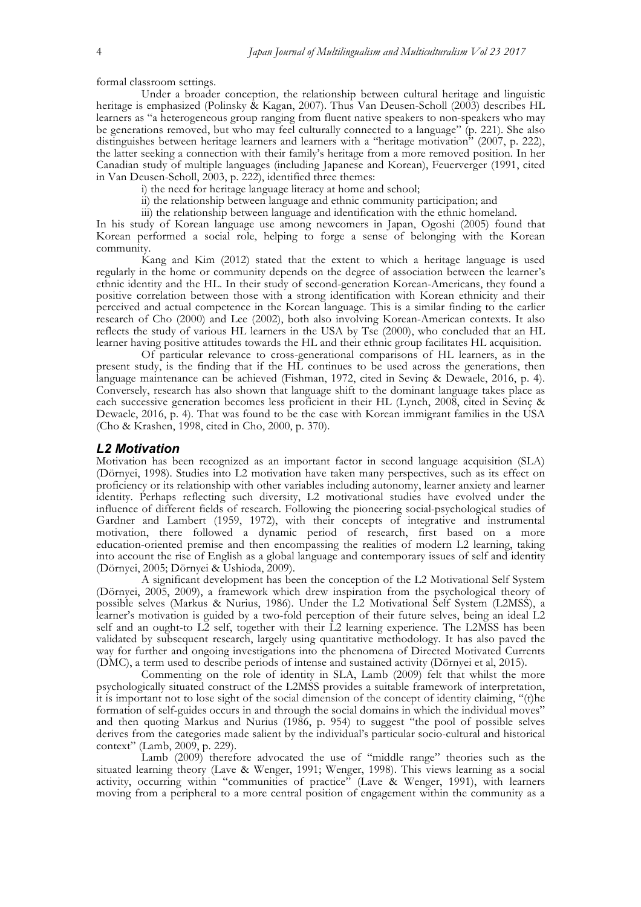formal classroom settings.

Under a broader conception, the relationship between cultural heritage and linguistic heritage is emphasized (Polinsky & Kagan, 2007). Thus Van Deusen-Scholl (2003) describes HL learners as "a heterogeneous group ranging from fluent native speakers to non-speakers who may be generations removed, but who may feel culturally connected to a language" (p. 221). She also distinguishes between heritage learners and learners with a "heritage motivation" (2007, p. 222), the latter seeking a connection with their family's heritage from a more removed position. In her Canadian study of multiple languages (including Japanese and Korean), Feuerverger (1991, cited in Van Deusen-Scholl, 2003, p. 222), identified three themes:

i) the need for heritage language literacy at home and school;

ii) the relationship between language and ethnic community participation; and

iii) the relationship between language and identification with the ethnic homeland.

In his study of Korean language use among newcomers in Japan, Ogoshi (2005) found that Korean performed a social role, helping to forge a sense of belonging with the Korean community.

Kang and Kim (2012) stated that the extent to which a heritage language is used regularly in the home or community depends on the degree of association between the learner's ethnic identity and the HL. In their study of second-generation Korean-Americans, they found a positive correlation between those with a strong identification with Korean ethnicity and their perceived and actual competence in the Korean language. This is a similar finding to the earlier research of Cho (2000) and Lee (2002), both also involving Korean-American contexts. It also reflects the study of various HL learners in the USA by Tse (2000), who concluded that an HL learner having positive attitudes towards the HL and their ethnic group facilitates HL acquisition.

Of particular relevance to cross-generational comparisons of HL learners, as in the present study, is the finding that if the HL continues to be used across the generations, then language maintenance can be achieved (Fishman, 1972, cited in Sevinç & Dewaele, 2016, p. 4). Conversely, research has also shown that language shift to the dominant language takes place as each successive generation becomes less proficient in their HL (Lynch, 2008, cited in Sevinç & Dewaele, 2016, p. 4). That was found to be the case with Korean immigrant families in the USA (Cho & Krashen, 1998, cited in Cho, 2000, p. 370).

## *L2 Motivation*

Motivation has been recognized as an important factor in second language acquisition (SLA) (Dörnyei, 1998). Studies into L2 motivation have taken many perspectives, such as its effect on proficiency or its relationship with other variables including autonomy, learner anxiety and learner identity. Perhaps reflecting such diversity, L2 motivational studies have evolved under the influence of different fields of research. Following the pioneering social-psychological studies of Gardner and Lambert (1959, 1972), with their concepts of integrative and instrumental motivation, there followed a dynamic period of research, first based on a more education-oriented premise and then encompassing the realities of modern L2 learning, taking into account the rise of English as a global language and contemporary issues of self and identity (Dörnyei, 2005; Dörnyei & Ushioda, 2009).

A significant development has been the conception of the L2 Motivational Self System (Dörnyei, 2005, 2009), a framework which drew inspiration from the psychological theory of possible selves (Markus & Nurius, 1986). Under the L2 Motivational Self System (L2MSS), a learner's motivation is guided by a two-fold perception of their future selves, being an ideal L2 self and an ought-to L2 self, together with their L2 learning experience. The L2MSS has been validated by subsequent research, largely using quantitative methodology. It has also paved the way for further and ongoing investigations into the phenomena of Directed Motivated Currents (DMC), a term used to describe periods of intense and sustained activity (Dörnyei et al, 2015).

Commenting on the role of identity in SLA, Lamb (2009) felt that whilst the more psychologically situated construct of the L2MSS provides a suitable framework of interpretation, it is important not to lose sight of the social dimension of the concept of identity claiming, "(t)he formation of self-guides occurs in and through the social domains in which the individual moves" and then quoting Markus and Nurius (1986, p. 954) to suggest "the pool of possible selves derives from the categories made salient by the individual's particular socio-cultural and historical context" (Lamb, 2009, p. 229).

Lamb (2009) therefore advocated the use of "middle range" theories such as the situated learning theory (Lave & Wenger, 1991; Wenger, 1998). This views learning as a social activity, occurring within "communities of practice" (Lave & Wenger, 1991), with learners moving from a peripheral to a more central position of engagement within the community as a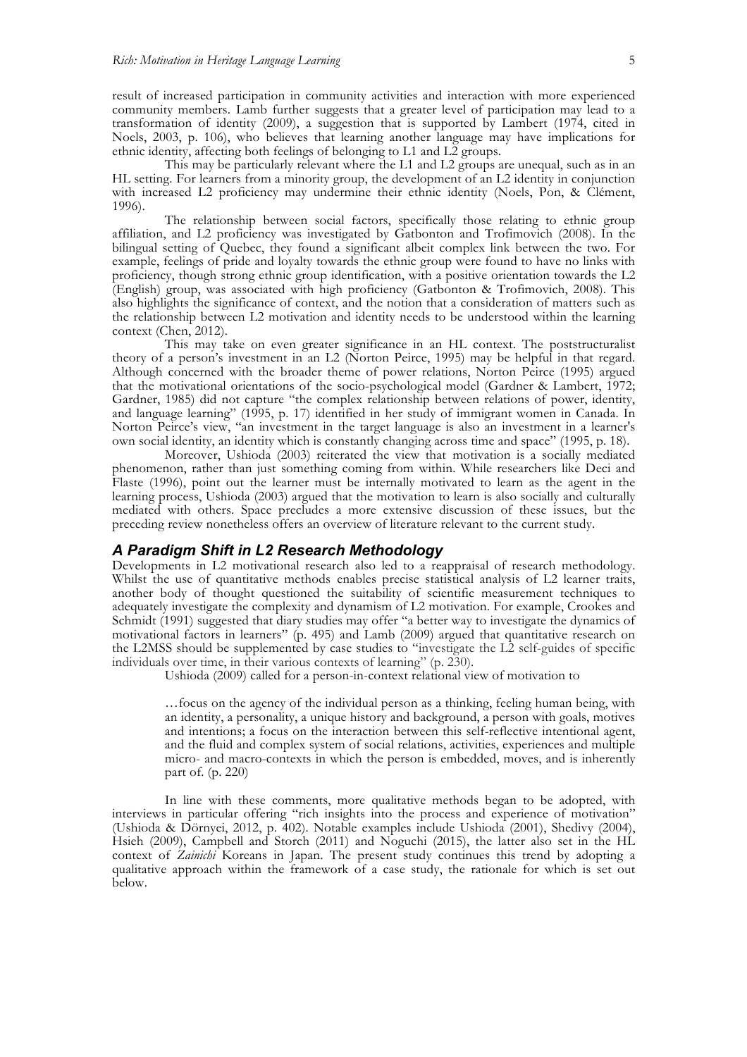result of increased participation in community activities and interaction with more experienced community members. Lamb further suggests that a greater level of participation may lead to a transformation of identity (2009), a suggestion that is supported by Lambert (1974, cited in Noels, 2003, p. 106), who believes that learning another language may have implications for ethnic identity, affecting both feelings of belonging to L1 and L2 groups.

This may be particularly relevant where the L1 and L2 groups are unequal, such as in an HL setting. For learners from a minority group, the development of an L2 identity in conjunction with increased L2 proficiency may undermine their ethnic identity (Noels, Pon, & Clément, 1996).

The relationship between social factors, specifically those relating to ethnic group affiliation, and L2 proficiency was investigated by Gatbonton and Trofimovich (2008). In the bilingual setting of Quebec, they found a significant albeit complex link between the two. For example, feelings of pride and loyalty towards the ethnic group were found to have no links with proficiency, though strong ethnic group identification, with a positive orientation towards the L2 (English) group, was associated with high proficiency (Gatbonton & Trofimovich, 2008). This also highlights the significance of context, and the notion that a consideration of matters such as the relationship between L2 motivation and identity needs to be understood within the learning context (Chen, 2012).

This may take on even greater significance in an HL context. The poststructuralist theory of a person's investment in an L2 (Norton Peirce, 1995) may be helpful in that regard. Although concerned with the broader theme of power relations, Norton Peirce (1995) argued that the motivational orientations of the socio-psychological model (Gardner & Lambert, 1972; Gardner, 1985) did not capture "the complex relationship between relations of power, identity, and language learning" (1995, p. 17) identified in her study of immigrant women in Canada. In Norton Peirce's view, "an investment in the target language is also an investment in a learner's own social identity, an identity which is constantly changing across time and space" (1995, p. 18).

Moreover, Ushioda (2003) reiterated the view that motivation is a socially mediated phenomenon, rather than just something coming from within. While researchers like Deci and Flaste (1996), point out the learner must be internally motivated to learn as the agent in the learning process, Ushioda (2003) argued that the motivation to learn is also socially and culturally mediated with others. Space precludes a more extensive discussion of these issues, but the preceding review nonetheless offers an overview of literature relevant to the current study.

### *A Paradigm Shift in L2 Research Methodology*

Developments in L2 motivational research also led to a reappraisal of research methodology. Whilst the use of quantitative methods enables precise statistical analysis of L2 learner traits, another body of thought questioned the suitability of scientific measurement techniques to adequately investigate the complexity and dynamism of L2 motivation. For example, Crookes and Schmidt (1991) suggested that diary studies may offer "a better way to investigate the dynamics of motivational factors in learners" (p. 495) and Lamb (2009) argued that quantitative research on the L2MSS should be supplemented by case studies to "investigate the L2 self-guides of specific individuals over time, in their various contexts of learning" (p. 230).

Ushioda (2009) called for a person-in-context relational view of motivation to

> …focus on the agency of the individual person as a thinking, feeling human being, with an identity, a personality, a unique history and background, a person with goals, motives and intentions; a focus on the interaction between this self-reflective intentional agent, and the fluid and complex system of social relations, activities, experiences and multiple micro- and macro-contexts in which the person is embedded, moves, and is inherently part of. (p. 220)

In line with these comments, more qualitative methods began to be adopted, with interviews in particular offering "rich insights into the process and experience of motivation" (Ushioda & Dörnyei, 2012, p. 402). Notable examples include Ushioda (2001), Shedivy (2004), Hsieh (2009), Campbell and Storch (2011) and Noguchi (2015), the latter also set in the HL context of *Zainichi* Koreans in Japan. The present study continues this trend by adopting a qualitative approach within the framework of a case study, the rationale for which is set out below.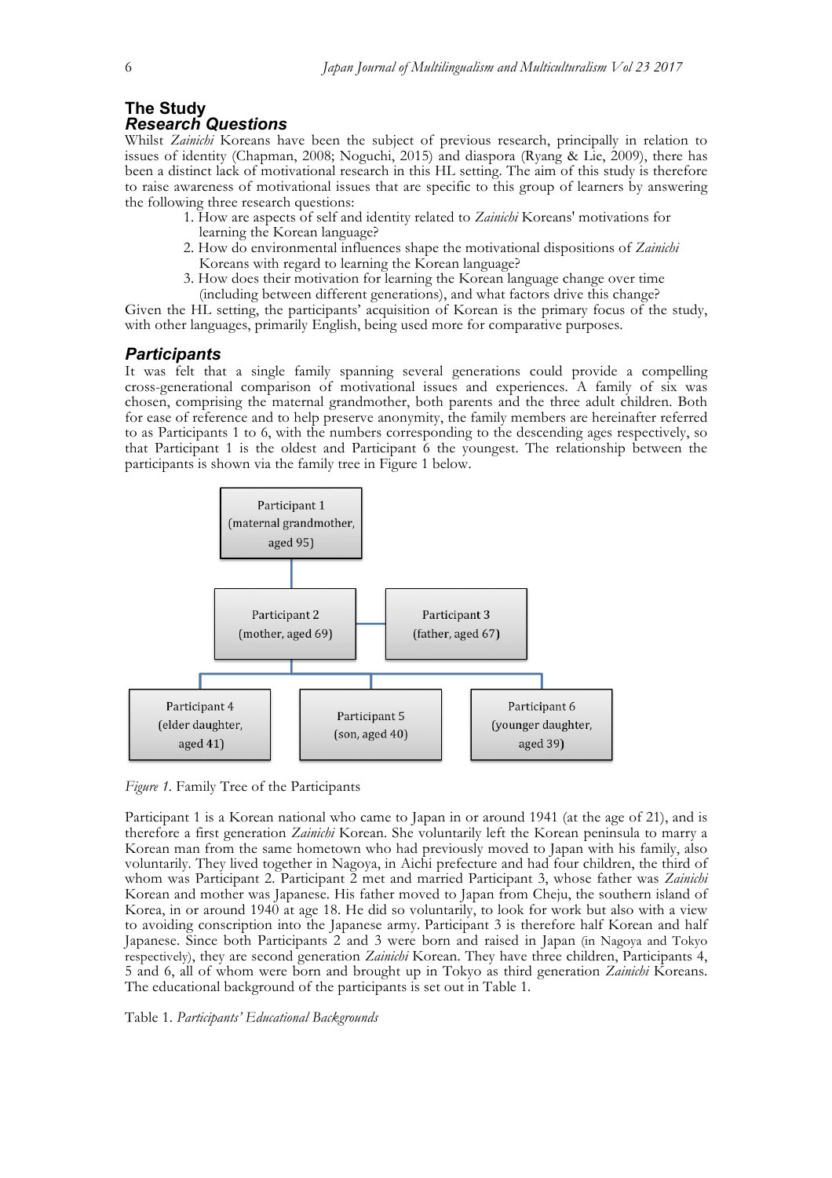## The Study

### Research Questions

Whilst *Zainichi* Koreans have been the subject of previous research, principally in relation to issues of identity (Chapman, 2008; Noguchi, 2015) and diaspora (Ryang & Lie, 2009), there has been a distinct lack of motivational research in this HL setting. The aim of this study is therefore to raise awareness of motivational issues that are specific to this group of learners by answering the following three research questions:

1. How are aspects of self and identity related to *Zainichi* Koreans' motivations for learning the Korean language?
2. How do environmental influences shape the motivational dispositions of *Zainichi* Koreans with regard to learning the Korean language?
3. How does their motivation for learning the Korean language change over time (including between different generations), and what factors drive this change?

Given the HL setting, the participants' acquisition of Korean is the primary focus of the study, with other languages, primarily English, being used more for comparative purposes.

### Participants

It was felt that a single family spanning several generations could provide a compelling cross-generational comparison of motivational issues and experiences. A family of six was chosen, comprising the maternal grandmother, both parents and the three adult children. Both for ease of reference and to help preserve anonymity, the family members are hereinafter referred to as Participants 1 to 6, with the numbers corresponding to the descending ages respectively, so that Participant 1 is the oldest and Participant 6 the youngest. The relationship between the participants is shown via the family tree in Figure 1 below.

Participant 1 (maternal grandmother, aged 95)

Participant 2 (mother, aged 69) — Participant 3 (father, aged 67)

Participant 4 (elder daughter, aged 41) | Participant 5 (son, aged 40) | Participant 6 (younger daughter, aged 39)

*Figure 1.* Family Tree of the Participants

Participant 1 is a Korean national who came to Japan in or around 1941 (at the age of 21), and is therefore a first generation *Zainichi* Korean. She voluntarily left the Korean peninsula to marry a Korean man from the same hometown who had previously moved to Japan with his family, also voluntarily. They lived together in Nagoya, in Aichi prefecture and had four children, the third of whom was Participant 2. Participant 2 met and married Participant 3, whose father was *Zainichi* Korean and mother was Japanese. His father moved to Japan from Cheju, the southern island of Korea, in or around 1940 at age 18. He did so voluntarily, to look for work but also with a view to avoiding conscription into the Japanese army. Participant 3 is therefore half Korean and half Japanese. Since both Participants 2 and 3 were born and raised in Japan (in Nagoya and Tokyo respectively), they are second generation *Zainichi* Korean. They have three children, Participants 4, 5 and 6, all of whom were born and brought up in Tokyo as third generation *Zainichi* Koreans. The educational background of the participants is set out in Table 1.

Table 1. *Participants' Educational Backgrounds*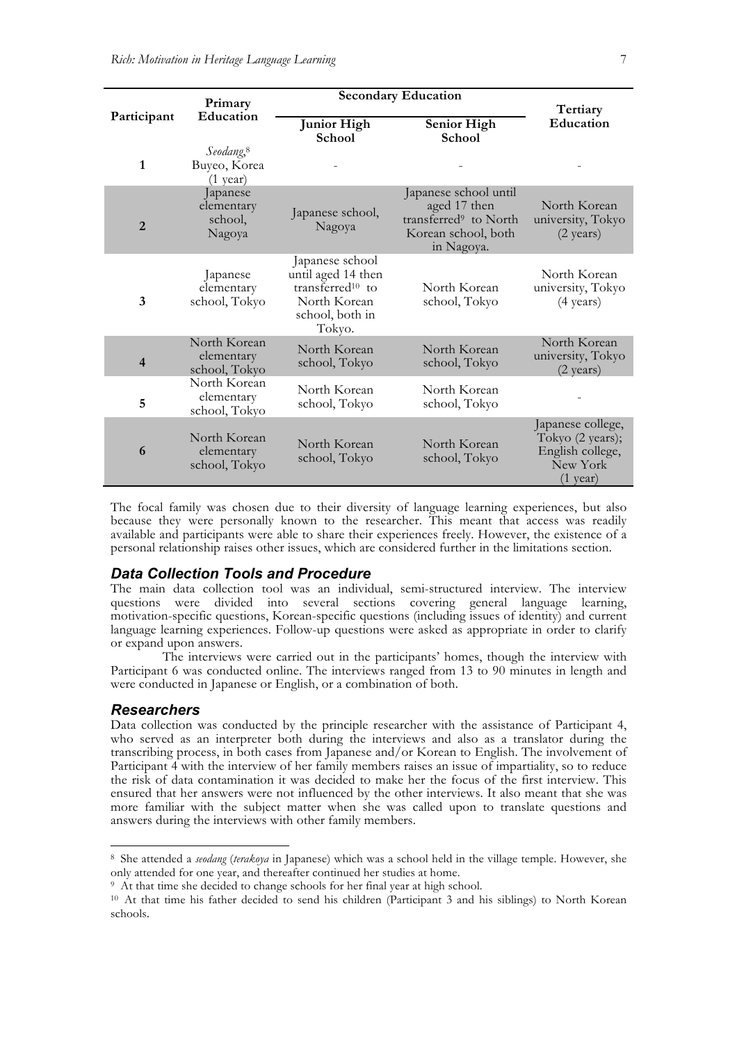| Participant | Primary Education | Secondary Education | | Tertiary Education |
|---|---|---|---|---|
| | | Junior High School | Senior High School | |
| 1 | *Seodang*,[8] Buyeo, Korea (1 year) | - | - | - |
| 2 | Japanese elementary school, Nagoya | Japanese school, Nagoya | Japanese school until aged 17 then transferred[9] to North Korean school, both in Nagoya. | North Korean university, Tokyo (2 years) |
| 3 | Japanese elementary school, Tokyo | Japanese school until aged 14 then transferred[10] to North Korean school, both in Tokyo. | North Korean school, Tokyo | North Korean university, Tokyo (4 years) |
| 4 | North Korean elementary school, Tokyo | North Korean school, Tokyo | North Korean school, Tokyo | North Korean university, Tokyo (2 years) |
| 5 | North Korean elementary school, Tokyo | North Korean school, Tokyo | North Korean school, Tokyo | - |
| 6 | North Korean elementary school, Tokyo | North Korean school, Tokyo | North Korean school, Tokyo | Japanese college, Tokyo (2 years); English college, New York (1 year) |

The focal family was chosen due to their diversity of language learning experiences, but also because they were personally known to the researcher. This meant that access was readily available and participants were able to share their experiences freely. However, the existence of a personal relationship raises other issues, which are considered further in the limitations section.

### *Data Collection Tools and Procedure*

The main data collection tool was an individual, semi-structured interview. The interview questions were divided into several sections covering general language learning, motivation-specific questions, Korean-specific questions (including issues of identity) and current language learning experiences. Follow-up questions were asked as appropriate in order to clarify or expand upon answers.

The interviews were carried out in the participants' homes, though the interview with Participant 6 was conducted online. The interviews ranged from 13 to 90 minutes in length and were conducted in Japanese or English, or a combination of both.

### *Researchers*

Data collection was conducted by the principle researcher with the assistance of Participant 4, who served as an interpreter both during the interviews and also as a translator during the transcribing process, in both cases from Japanese and/or Korean to English. The involvement of Participant 4 with the interview of her family members raises an issue of impartiality, so to reduce the risk of data contamination it was decided to make her the focus of the first interview. This ensured that her answers were not influenced by the other interviews. It also meant that she was more familiar with the subject matter when she was called upon to translate questions and answers during the interviews with other family members.

---

[8] She attended a *seodang* (*terakoya* in Japanese) which was a school held in the village temple. However, she only attended for one year, and thereafter continued her studies at home.

[9] At that time she decided to change schools for her final year at high school.

[10] At that time his father decided to send his children (Participant 3 and his siblings) to North Korean schools.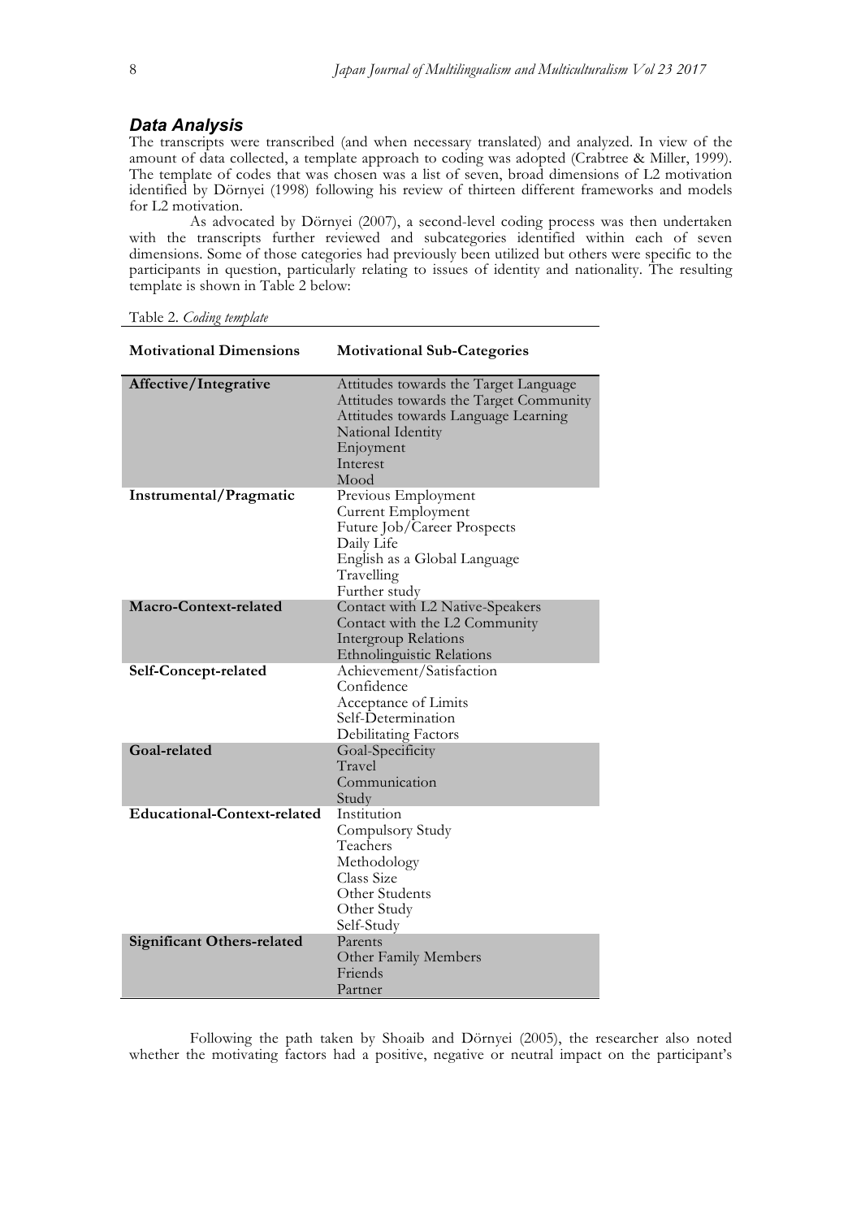### *Data Analysis*

The transcripts were transcribed (and when necessary translated) and analyzed. In view of the amount of data collected, a template approach to coding was adopted (Crabtree & Miller, 1999). The template of codes that was chosen was a list of seven, broad dimensions of L2 motivation identified by Dörnyei (1998) following his review of thirteen different frameworks and models for L2 motivation.

As advocated by Dörnyei (2007), a second-level coding process was then undertaken with the transcripts further reviewed and subcategories identified within each of seven dimensions. Some of those categories had previously been utilized but others were specific to the participants in question, particularly relating to issues of identity and nationality. The resulting template is shown in Table 2 below:

Table 2. *Coding template*

| **Motivational Dimensions** | **Motivational Sub-Categories** |
|---|---|
| **Affective/Integrative** | Attitudes towards the Target Language<br>Attitudes towards the Target Community<br>Attitudes towards Language Learning<br>National Identity<br>Enjoyment<br>Interest<br>Mood |
| **Instrumental/Pragmatic** | Previous Employment<br>Current Employment<br>Future Job/Career Prospects<br>Daily Life<br>English as a Global Language<br>Travelling<br>Further study |
| **Macro-Context-related** | Contact with L2 Native-Speakers<br>Contact with the L2 Community<br>Intergroup Relations<br>Ethnolinguistic Relations |
| **Self-Concept-related** | Achievement/Satisfaction<br>Confidence<br>Acceptance of Limits<br>Self-Determination<br>Debilitating Factors |
| **Goal-related** | Goal-Specificity<br>Travel<br>Communication<br>Study |
| **Educational-Context-related** | Institution<br>Compulsory Study<br>Teachers<br>Methodology<br>Class Size<br>Other Students<br>Other Study<br>Self-Study |
| **Significant Others-related** | Parents<br>Other Family Members<br>Friends<br>Partner |

Following the path taken by Shoaib and Dörnyei (2005), the researcher also noted whether the motivating factors had a positive, negative or neutral impact on the participant's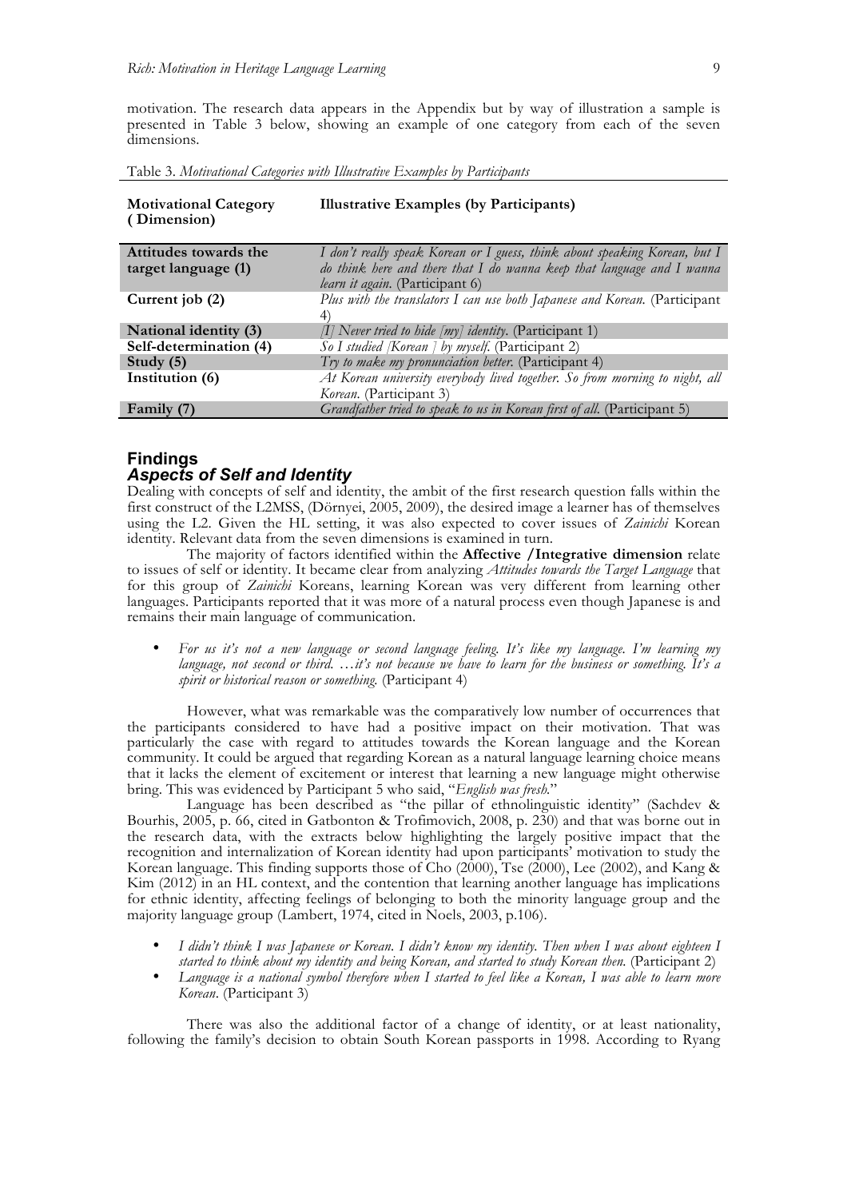motivation. The research data appears in the Appendix but by way of illustration a sample is presented in Table 3 below, showing an example of one category from each of the seven dimensions.

Table 3. *Motivational Categories with Illustrative Examples by Participants*

| **Motivational Category (Dimension)** | **Illustrative Examples (by Participants)** |
|---|---|
| **Attitudes towards the target language (1)** | *I don't really speak Korean or I guess, think about speaking Korean, but I do think here and there that I do wanna keep that language and I wanna learn it again.* (Participant 6) |
| **Current job (2)** | *Plus with the translators I can use both Japanese and Korean.* (Participant 4) |
| **National identity (3)** | *[I] Never tried to hide [my] identity.* (Participant 1) |
| **Self-determination (4)** | *So I studied [Korean ] by myself.* (Participant 2) |
| **Study (5)** | *Try to make my pronunciation better.* (Participant 4) |
| **Institution (6)** | *At Korean university everybody lived together. So from morning to night, all Korean.* (Participant 3) |
| **Family (7)** | *Grandfather tried to speak to us in Korean first of all.* (Participant 5) |

## Findings

### *Aspects of Self and Identity*

Dealing with concepts of self and identity, the ambit of the first research question falls within the first construct of the L2MSS, (Dörnyei, 2005, 2009), the desired image a learner has of themselves using the L2. Given the HL setting, it was also expected to cover issues of *Zainichi* Korean identity. Relevant data from the seven dimensions is examined in turn.

The majority of factors identified within the **Affective /Integrative dimension** relate to issues of self or identity. It became clear from analyzing *Attitudes towards the Target Language* that for this group of *Zainichi* Koreans, learning Korean was very different from learning other languages. Participants reported that it was more of a natural process even though Japanese is and remains their main language of communication.

- *For us it's not a new language or second language feeling. It's like my language. I'm learning my language, not second or third. …it's not because we have to learn for the business or something. It's a spirit or historical reason or something.* (Participant 4)

However, what was remarkable was the comparatively low number of occurrences that the participants considered to have had a positive impact on their motivation. That was particularly the case with regard to attitudes towards the Korean language and the Korean community. It could be argued that regarding Korean as a natural language learning choice means that it lacks the element of excitement or interest that learning a new language might otherwise bring. This was evidenced by Participant 5 who said, "*English was fresh.*"

Language has been described as "the pillar of ethnolinguistic identity" (Sachdev & Bourhis, 2005, p. 66, cited in Gatbonton & Trofimovich, 2008, p. 230) and that was borne out in the research data, with the extracts below highlighting the largely positive impact that the recognition and internalization of Korean identity had upon participants' motivation to study the Korean language. This finding supports those of Cho (2000), Tse (2000), Lee (2002), and Kang & Kim (2012) in an HL context, and the contention that learning another language has implications for ethnic identity, affecting feelings of belonging to both the minority language group and the majority language group (Lambert, 1974, cited in Noels, 2003, p.106).

- *I didn't think I was Japanese or Korean. I didn't know my identity. Then when I was about eighteen I started to think about my identity and being Korean, and started to study Korean then.* (Participant 2)
- *Language is a national symbol therefore when I started to feel like a Korean, I was able to learn more Korean*. (Participant 3)

There was also the additional factor of a change of identity, or at least nationality, following the family's decision to obtain South Korean passports in 1998. According to Ryang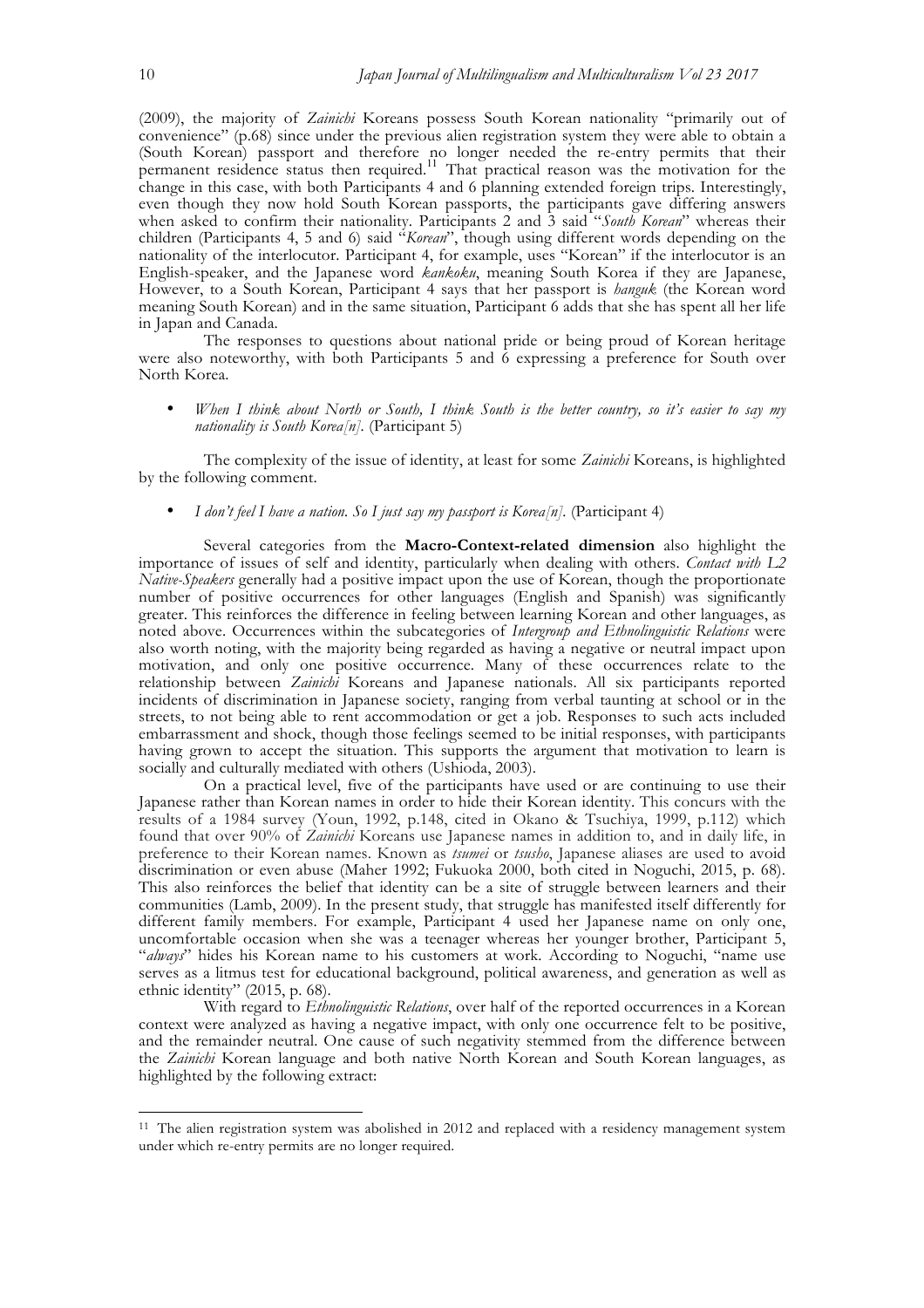(2009), the majority of *Zainichi* Koreans possess South Korean nationality "primarily out of convenience" (p.68) since under the previous alien registration system they were able to obtain a (South Korean) passport and therefore no longer needed the re-entry permits that their permanent residence status then required.[11] That practical reason was the motivation for the change in this case, with both Participants 4 and 6 planning extended foreign trips. Interestingly, even though they now hold South Korean passports, the participants gave differing answers when asked to confirm their nationality. Participants 2 and 3 said "*South Korean*" whereas their children (Participants 4, 5 and 6) said "*Korean*", though using different words depending on the nationality of the interlocutor. Participant 4, for example, uses "Korean" if the interlocutor is an English-speaker, and the Japanese word *kankoku*, meaning South Korea if they are Japanese, However, to a South Korean, Participant 4 says that her passport is *hanguk* (the Korean word meaning South Korean) and in the same situation, Participant 6 adds that she has spent all her life in Japan and Canada.

The responses to questions about national pride or being proud of Korean heritage were also noteworthy, with both Participants 5 and 6 expressing a preference for South over North Korea.

- *When I think about North or South, I think South is the better country, so it's easier to say my nationality is South Korea[n].* (Participant 5)

The complexity of the issue of identity, at least for some *Zainichi* Koreans, is highlighted by the following comment.

- *I don't feel I have a nation. So I just say my passport is Korea[n].* (Participant 4)

Several categories from the **Macro-Context-related dimension** also highlight the importance of issues of self and identity, particularly when dealing with others. *Contact with L2 Native-Speakers* generally had a positive impact upon the use of Korean, though the proportionate number of positive occurrences for other languages (English and Spanish) was significantly greater. This reinforces the difference in feeling between learning Korean and other languages, as noted above. Occurrences within the subcategories of *Intergroup and Ethnolinguistic Relations* were also worth noting, with the majority being regarded as having a negative or neutral impact upon motivation, and only one positive occurrence. Many of these occurrences relate to the relationship between *Zainichi* Koreans and Japanese nationals. All six participants reported incidents of discrimination in Japanese society, ranging from verbal taunting at school or in the streets, to not being able to rent accommodation or get a job. Responses to such acts included embarrassment and shock, though those feelings seemed to be initial responses, with participants having grown to accept the situation. This supports the argument that motivation to learn is socially and culturally mediated with others (Ushioda, 2003).

On a practical level, five of the participants have used or are continuing to use their Japanese rather than Korean names in order to hide their Korean identity. This concurs with the results of a 1984 survey (Youn, 1992, p.148, cited in Okano & Tsuchiya, 1999, p.112) which found that over 90% of *Zainichi* Koreans use Japanese names in addition to, and in daily life, in preference to their Korean names. Known as *tsumei* or *tsusho*, Japanese aliases are used to avoid discrimination or even abuse (Maher 1992; Fukuoka 2000, both cited in Noguchi, 2015, p. 68). This also reinforces the belief that identity can be a site of struggle between learners and their communities (Lamb, 2009). In the present study, that struggle has manifested itself differently for different family members. For example, Participant 4 used her Japanese name on only one, uncomfortable occasion when she was a teenager whereas her younger brother, Participant 5, "*always*" hides his Korean name to his customers at work. According to Noguchi, "name use serves as a litmus test for educational background, political awareness, and generation as well as ethnic identity" (2015, p. 68).

With regard to *Ethnolinguistic Relations*, over half of the reported occurrences in a Korean context were analyzed as having a negative impact, with only one occurrence felt to be positive, and the remainder neutral. One cause of such negativity stemmed from the difference between the *Zainichi* Korean language and both native North Korean and South Korean languages, as highlighted by the following extract:

---

[11] The alien registration system was abolished in 2012 and replaced with a residency management system under which re-entry permits are no longer required.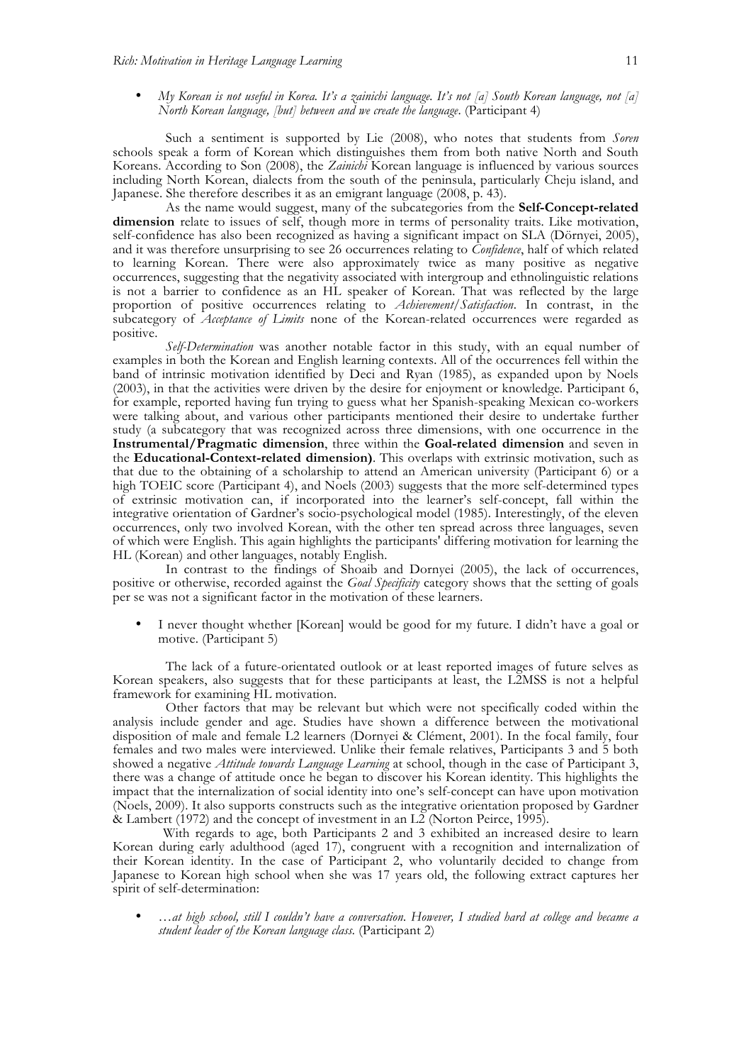- *My Korean is not useful in Korea. It's a zainichi language. It's not [a] South Korean language, not [a] North Korean language, [but] between and we create the language.* (Participant 4)

Such a sentiment is supported by Lie (2008), who notes that students from *Soren* schools speak a form of Korean which distinguishes them from both native North and South Koreans. According to Son (2008), the *Zainichi* Korean language is influenced by various sources including North Korean, dialects from the south of the peninsula, particularly Cheju island, and Japanese. She therefore describes it as an emigrant language (2008, p. 43).

As the name would suggest, many of the subcategories from the **Self-Concept-related dimension** relate to issues of self, though more in terms of personality traits. Like motivation, self-confidence has also been recognized as having a significant impact on SLA (Dörnyei, 2005), and it was therefore unsurprising to see 26 occurrences relating to *Confidence*, half of which related to learning Korean. There were also approximately twice as many positive as negative occurrences, suggesting that the negativity associated with intergroup and ethnolinguistic relations is not a barrier to confidence as an HL speaker of Korean. That was reflected by the large proportion of positive occurrences relating to *Achievement/Satisfaction*. In contrast, in the subcategory of *Acceptance of Limits* none of the Korean-related occurrences were regarded as positive.

*Self-Determination* was another notable factor in this study, with an equal number of examples in both the Korean and English learning contexts. All of the occurrences fell within the band of intrinsic motivation identified by Deci and Ryan (1985), as expanded upon by Noels (2003), in that the activities were driven by the desire for enjoyment or knowledge. Participant 6, for example, reported having fun trying to guess what her Spanish-speaking Mexican co-workers were talking about, and various other participants mentioned their desire to undertake further study (a subcategory that was recognized across three dimensions, with one occurrence in the **Instrumental/Pragmatic dimension**, three within the **Goal-related dimension** and seven in the **Educational-Context-related dimension)**. This overlaps with extrinsic motivation, such as that due to the obtaining of a scholarship to attend an American university (Participant 6) or a high TOEIC score (Participant 4), and Noels (2003) suggests that the more self-determined types of extrinsic motivation can, if incorporated into the learner's self-concept, fall within the integrative orientation of Gardner's socio-psychological model (1985). Interestingly, of the eleven occurrences, only two involved Korean, with the other ten spread across three languages, seven of which were English. This again highlights the participants' differing motivation for learning the HL (Korean) and other languages, notably English.

In contrast to the findings of Shoaib and Dornyei (2005), the lack of occurrences, positive or otherwise, recorded against the *Goal Specificity* category shows that the setting of goals per se was not a significant factor in the motivation of these learners.

- I never thought whether [Korean] would be good for my future. I didn't have a goal or motive. (Participant 5)

The lack of a future-orientated outlook or at least reported images of future selves as Korean speakers, also suggests that for these participants at least, the L2MSS is not a helpful framework for examining HL motivation.

Other factors that may be relevant but which were not specifically coded within the analysis include gender and age. Studies have shown a difference between the motivational disposition of male and female L2 learners (Dornyei & Clément, 2001). In the focal family, four females and two males were interviewed. Unlike their female relatives, Participants 3 and 5 both showed a negative *Attitude towards Language Learning* at school, though in the case of Participant 3, there was a change of attitude once he began to discover his Korean identity. This highlights the impact that the internalization of social identity into one's self-concept can have upon motivation (Noels, 2009). It also supports constructs such as the integrative orientation proposed by Gardner & Lambert (1972) and the concept of investment in an L2 (Norton Peirce, 1995).

With regards to age, both Participants 2 and 3 exhibited an increased desire to learn Korean during early adulthood (aged 17), congruent with a recognition and internalization of their Korean identity. In the case of Participant 2, who voluntarily decided to change from Japanese to Korean high school when she was 17 years old, the following extract captures her spirit of self-determination:

- *…at high school, still I couldn't have a conversation. However, I studied hard at college and became a student leader of the Korean language class.* (Participant 2)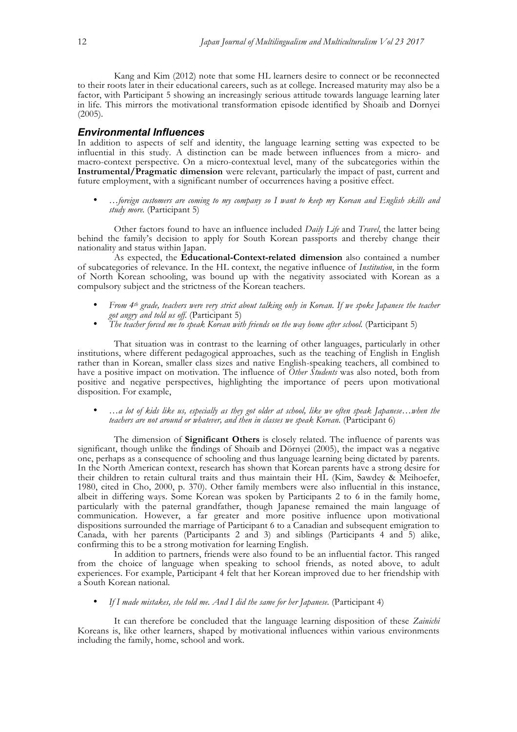Kang and Kim (2012) note that some HL learners desire to connect or be reconnected to their roots later in their educational careers, such as at college. Increased maturity may also be a factor, with Participant 5 showing an increasingly serious attitude towards language learning later in life. This mirrors the motivational transformation episode identified by Shoaib and Dornyei (2005).

## *Environmental Influences*

In addition to aspects of self and identity, the language learning setting was expected to be influential in this study. A distinction can be made between influences from a micro- and macro-context perspective. On a micro-contextual level, many of the subcategories within the **Instrumental/Pragmatic dimension** were relevant, particularly the impact of past, current and future employment, with a significant number of occurrences having a positive effect.

- *…foreign customers are coming to my company so I want to keep my Korean and English skills and study more.* (Participant 5)

Other factors found to have an influence included *Daily Life* and *Travel*, the latter being behind the family's decision to apply for South Korean passports and thereby change their nationality and status within Japan.

As expected, the **Educational-Context-related dimension** also contained a number of subcategories of relevance. In the HL context, the negative influence of *Institution*, in the form of North Korean schooling, was bound up with the negativity associated with Korean as a compulsory subject and the strictness of the Korean teachers.

- *From 4th grade, teachers were very strict about talking only in Korean. If we spoke Japanese the teacher got angry and told us off.* (Participant 5)
- *The teacher forced me to speak Korean with friends on the way home after school.* (Participant 5)

That situation was in contrast to the learning of other languages, particularly in other institutions, where different pedagogical approaches, such as the teaching of English in English rather than in Korean, smaller class sizes and native English-speaking teachers, all combined to have a positive impact on motivation. The influence of *Other Students* was also noted, both from positive and negative perspectives, highlighting the importance of peers upon motivational disposition. For example,

- *…a lot of kids like us, especially as they got older at school, like we often speak Japanese…when the teachers are not around or whatever, and then in classes we speak Korean.* (Participant 6)

The dimension of **Significant Others** is closely related. The influence of parents was significant, though unlike the findings of Shoaib and Dörnyei (2005), the impact was a negative one, perhaps as a consequence of schooling and thus language learning being dictated by parents. In the North American context, research has shown that Korean parents have a strong desire for their children to retain cultural traits and thus maintain their HL (Kim, Sawdey & Meihoefer, 1980, cited in Cho, 2000, p. 370). Other family members were also influential in this instance, albeit in differing ways. Some Korean was spoken by Participants 2 to 6 in the family home, particularly with the paternal grandfather, though Japanese remained the main language of communication. However, a far greater and more positive influence upon motivational dispositions surrounded the marriage of Participant 6 to a Canadian and subsequent emigration to Canada, with her parents (Participants 2 and 3) and siblings (Participants 4 and 5) alike, confirming this to be a strong motivation for learning English.

In addition to partners, friends were also found to be an influential factor. This ranged from the choice of language when speaking to school friends, as noted above, to adult experiences. For example, Participant 4 felt that her Korean improved due to her friendship with a South Korean national.

- *If I made mistakes, she told me. And I did the same for her Japanese.* (Participant 4)

It can therefore be concluded that the language learning disposition of these *Zainichi* Koreans is, like other learners, shaped by motivational influences within various environments including the family, home, school and work.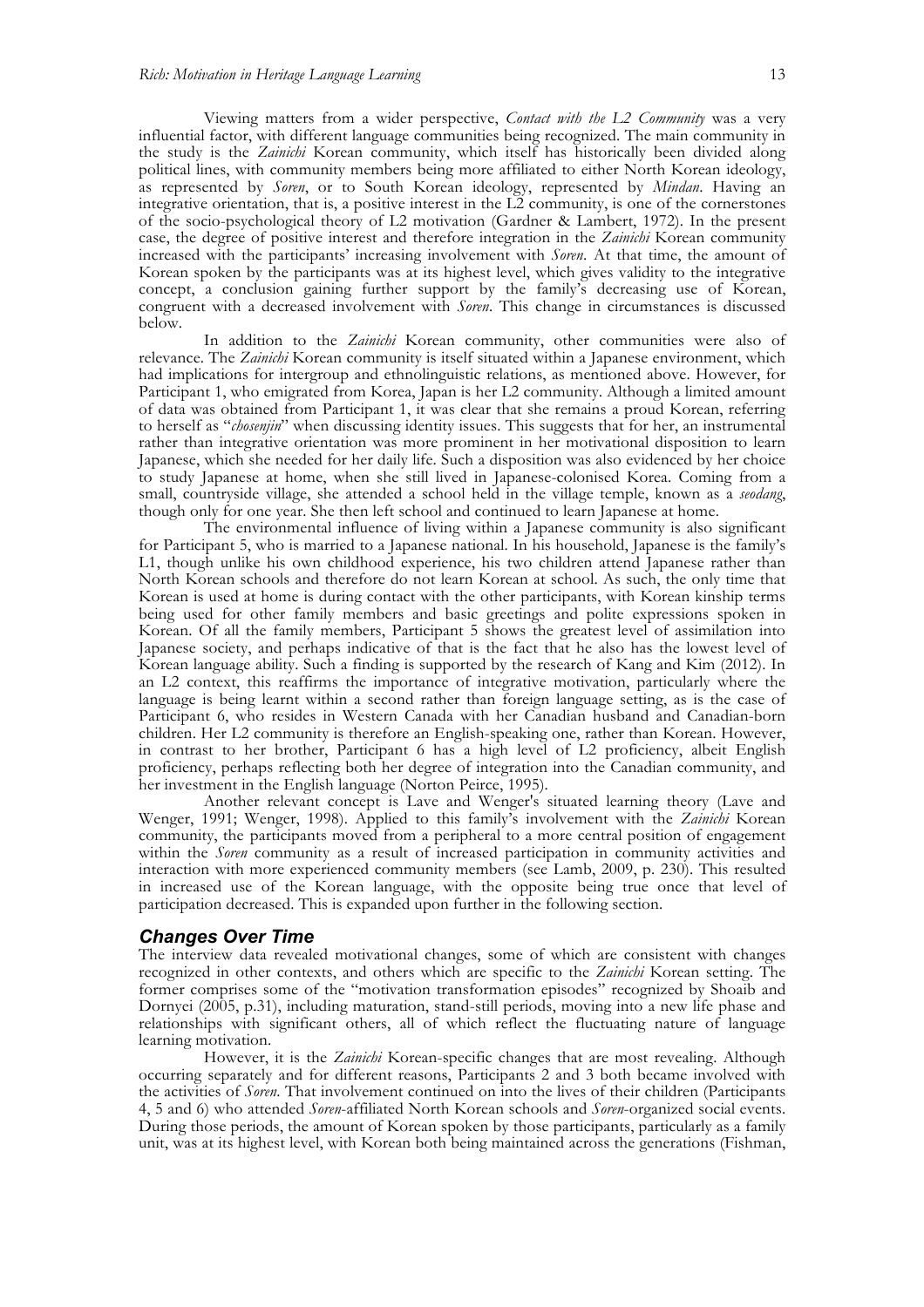Viewing matters from a wider perspective, *Contact with the L2 Community* was a very influential factor, with different language communities being recognized. The main community in the study is the *Zainichi* Korean community, which itself has historically been divided along political lines, with community members being more affiliated to either North Korean ideology, as represented by *Soren*, or to South Korean ideology, represented by *Mindan*. Having an integrative orientation, that is, a positive interest in the L2 community, is one of the cornerstones of the socio-psychological theory of L2 motivation (Gardner & Lambert, 1972). In the present case, the degree of positive interest and therefore integration in the *Zainichi* Korean community increased with the participants' increasing involvement with *Soren*. At that time, the amount of Korean spoken by the participants was at its highest level, which gives validity to the integrative concept, a conclusion gaining further support by the family's decreasing use of Korean, congruent with a decreased involvement with *Soren*. This change in circumstances is discussed below.

In addition to the *Zainichi* Korean community, other communities were also of relevance. The *Zainichi* Korean community is itself situated within a Japanese environment, which had implications for intergroup and ethnolinguistic relations, as mentioned above. However, for Participant 1, who emigrated from Korea, Japan is her L2 community. Although a limited amount of data was obtained from Participant 1, it was clear that she remains a proud Korean, referring to herself as "*chosenjin*" when discussing identity issues. This suggests that for her, an instrumental rather than integrative orientation was more prominent in her motivational disposition to learn Japanese, which she needed for her daily life. Such a disposition was also evidenced by her choice to study Japanese at home, when she still lived in Japanese-colonised Korea. Coming from a small, countryside village, she attended a school held in the village temple, known as a *seodang*, though only for one year. She then left school and continued to learn Japanese at home.

The environmental influence of living within a Japanese community is also significant for Participant 5, who is married to a Japanese national. In his household, Japanese is the family's L1, though unlike his own childhood experience, his two children attend Japanese rather than North Korean schools and therefore do not learn Korean at school. As such, the only time that Korean is used at home is during contact with the other participants, with Korean kinship terms being used for other family members and basic greetings and polite expressions spoken in Korean. Of all the family members, Participant 5 shows the greatest level of assimilation into Japanese society, and perhaps indicative of that is the fact that he also has the lowest level of Korean language ability. Such a finding is supported by the research of Kang and Kim (2012). In an L2 context, this reaffirms the importance of integrative motivation, particularly where the language is being learnt within a second rather than foreign language setting, as is the case of Participant 6, who resides in Western Canada with her Canadian husband and Canadian-born children. Her L2 community is therefore an English-speaking one, rather than Korean. However, in contrast to her brother, Participant 6 has a high level of L2 proficiency, albeit English proficiency, perhaps reflecting both her degree of integration into the Canadian community, and her investment in the English language (Norton Peirce, 1995).

Another relevant concept is Lave and Wenger's situated learning theory (Lave and Wenger, 1991; Wenger, 1998). Applied to this family's involvement with the *Zainichi* Korean community, the participants moved from a peripheral to a more central position of engagement within the *Soren* community as a result of increased participation in community activities and interaction with more experienced community members (see Lamb, 2009, p. 230). This resulted in increased use of the Korean language, with the opposite being true once that level of participation decreased. This is expanded upon further in the following section.

## *Changes Over Time*

The interview data revealed motivational changes, some of which are consistent with changes recognized in other contexts, and others which are specific to the *Zainichi* Korean setting. The former comprises some of the "motivation transformation episodes" recognized by Shoaib and Dornyei (2005, p.31), including maturation, stand-still periods, moving into a new life phase and relationships with significant others, all of which reflect the fluctuating nature of language learning motivation.

However, it is the *Zainichi* Korean-specific changes that are most revealing. Although occurring separately and for different reasons, Participants 2 and 3 both became involved with the activities of *Soren*. That involvement continued on into the lives of their children (Participants 4, 5 and 6) who attended *Soren*-affiliated North Korean schools and *Soren*-organized social events. During those periods, the amount of Korean spoken by those participants, particularly as a family unit, was at its highest level, with Korean both being maintained across the generations (Fishman,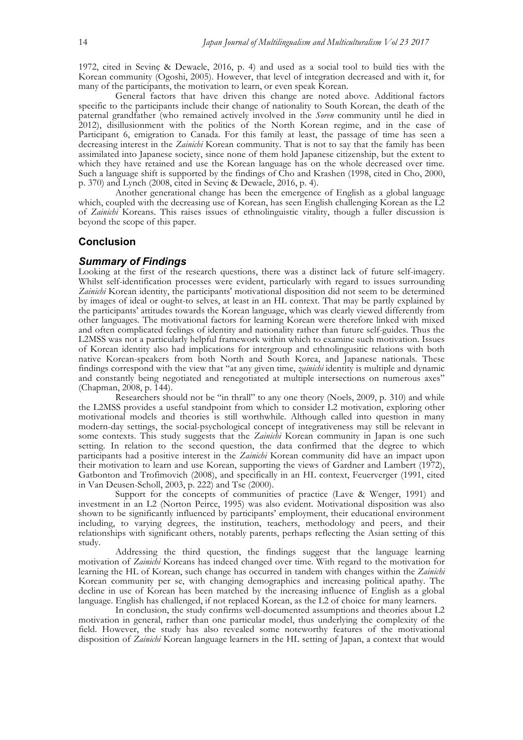1972, cited in Sevinç & Dewaele, 2016, p. 4) and used as a social tool to build ties with the Korean community (Ogoshi, 2005). However, that level of integration decreased and with it, for many of the participants, the motivation to learn, or even speak Korean.

General factors that have driven this change are noted above. Additional factors specific to the participants include their change of nationality to South Korean, the death of the paternal grandfather (who remained actively involved in the *Soren* community until he died in 2012), disillusionment with the politics of the North Korean regime, and in the case of Participant 6, emigration to Canada. For this family at least, the passage of time has seen a decreasing interest in the *Zainichi* Korean community. That is not to say that the family has been assimilated into Japanese society, since none of them hold Japanese citizenship, but the extent to which they have retained and use the Korean language has on the whole decreased over time. Such a language shift is supported by the findings of Cho and Krashen (1998, cited in Cho, 2000, p. 370) and Lynch (2008, cited in Sevinç & Dewaele, 2016, p. 4).

Another generational change has been the emergence of English as a global language which, coupled with the decreasing use of Korean, has seen English challenging Korean as the L2 of *Zainichi* Koreans. This raises issues of ethnolinguistic vitality, though a fuller discussion is beyond the scope of this paper.

## Conclusion

### *Summary of Findings*

Looking at the first of the research questions, there was a distinct lack of future self-imagery. Whilst self-identification processes were evident, particularly with regard to issues surrounding *Zainichi* Korean identity, the participants' motivational disposition did not seem to be determined by images of ideal or ought-to selves, at least in an HL context. That may be partly explained by the participants' attitudes towards the Korean language, which was clearly viewed differently from other languages. The motivational factors for learning Korean were therefore linked with mixed and often complicated feelings of identity and nationality rather than future self-guides. Thus the L2MSS was not a particularly helpful framework within which to examine such motivation. Issues of Korean identity also had implications for intergroup and ethnolingusitic relations with both native Korean-speakers from both North and South Korea, and Japanese nationals. These findings correspond with the view that "at any given time, *zainichi* identity is multiple and dynamic and constantly being negotiated and renegotiated at multiple intersections on numerous axes" (Chapman, 2008, p. 144).

Researchers should not be "in thrall" to any one theory (Noels, 2009, p. 310) and while the L2MSS provides a useful standpoint from which to consider L2 motivation, exploring other motivational models and theories is still worthwhile. Although called into question in many modern-day settings, the social-psychological concept of integrativeness may still be relevant in some contexts. This study suggests that the *Zainichi* Korean community in Japan is one such setting. In relation to the second question, the data confirmed that the degree to which participants had a positive interest in the *Zainichi* Korean community did have an impact upon their motivation to learn and use Korean, supporting the views of Gardner and Lambert (1972), Gatbonton and Trofimovich (2008), and specifically in an HL context, Feuerverger (1991, cited in Van Deusen-Scholl, 2003, p. 222) and Tse (2000).

Support for the concepts of communities of practice (Lave & Wenger, 1991) and investment in an L2 (Norton Peirce, 1995) was also evident. Motivational disposition was also shown to be significantly influenced by participants' employment, their educational environment including, to varying degrees, the institution, teachers, methodology and peers, and their relationships with significant others, notably parents, perhaps reflecting the Asian setting of this study.

Addressing the third question, the findings suggest that the language learning motivation of *Zainichi* Koreans has indeed changed over time. With regard to the motivation for learning the HL of Korean, such change has occurred in tandem with changes within the *Zainichi* Korean community per se, with changing demographics and increasing political apathy. The decline in use of Korean has been matched by the increasing influence of English as a global language. English has challenged, if not replaced Korean, as the L2 of choice for many learners.

In conclusion, the study confirms well-documented assumptions and theories about L2 motivation in general, rather than one particular model, thus underlying the complexity of the field. However, the study has also revealed some noteworthy features of the motivational disposition of *Zainichi* Korean language learners in the HL setting of Japan, a context that would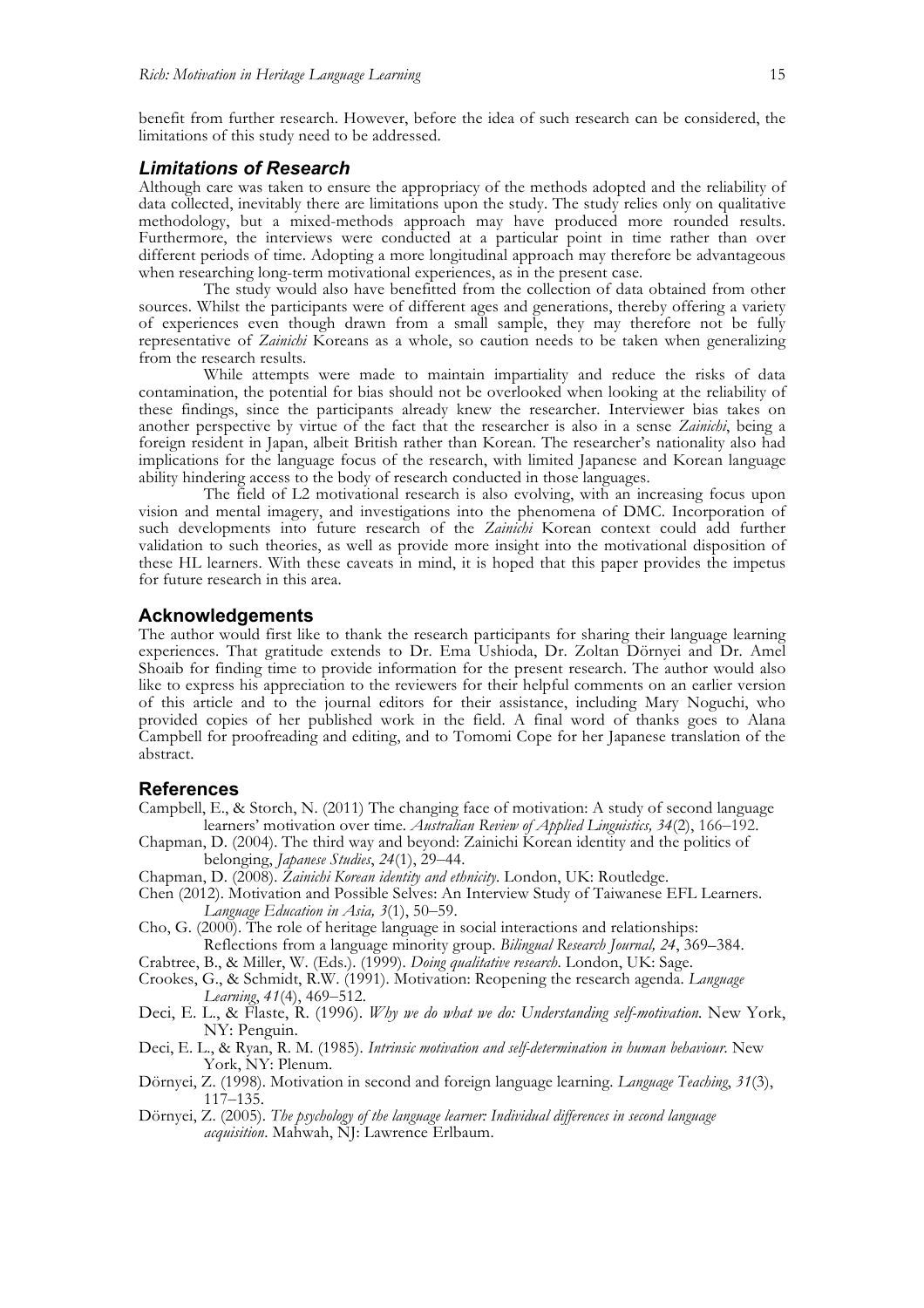benefit from further research. However, before the idea of such research can be considered, the limitations of this study need to be addressed.

## *Limitations of Research*

Although care was taken to ensure the appropriacy of the methods adopted and the reliability of data collected, inevitably there are limitations upon the study. The study relies only on qualitative methodology, but a mixed-methods approach may have produced more rounded results. Furthermore, the interviews were conducted at a particular point in time rather than over different periods of time. Adopting a more longitudinal approach may therefore be advantageous when researching long-term motivational experiences, as in the present case.

The study would also have benefitted from the collection of data obtained from other sources. Whilst the participants were of different ages and generations, thereby offering a variety of experiences even though drawn from a small sample, they may therefore not be fully representative of *Zainichi* Koreans as a whole, so caution needs to be taken when generalizing from the research results.

While attempts were made to maintain impartiality and reduce the risks of data contamination, the potential for bias should not be overlooked when looking at the reliability of these findings, since the participants already knew the researcher. Interviewer bias takes on another perspective by virtue of the fact that the researcher is also in a sense *Zainichi*, being a foreign resident in Japan, albeit British rather than Korean. The researcher's nationality also had implications for the language focus of the research, with limited Japanese and Korean language ability hindering access to the body of research conducted in those languages.

The field of L2 motivational research is also evolving, with an increasing focus upon vision and mental imagery, and investigations into the phenomena of DMC. Incorporation of such developments into future research of the *Zainichi* Korean context could add further validation to such theories, as well as provide more insight into the motivational disposition of these HL learners. With these caveats in mind, it is hoped that this paper provides the impetus for future research in this area.

## Acknowledgements

The author would first like to thank the research participants for sharing their language learning experiences. That gratitude extends to Dr. Ema Ushioda, Dr. Zoltan Dörnyei and Dr. Amel Shoaib for finding time to provide information for the present research. The author would also like to express his appreciation to the reviewers for their helpful comments on an earlier version of this article and to the journal editors for their assistance, including Mary Noguchi, who provided copies of her published work in the field. A final word of thanks goes to Alana Campbell for proofreading and editing, and to Tomomi Cope for her Japanese translation of the abstract.

## References

Campbell, E., & Storch, N. (2011) The changing face of motivation: A study of second language learners' motivation over time. *Australian Review of Applied Linguistics, 34*(2), 166–192.

Chapman, D. (2004). The third way and beyond: Zainichi Korean identity and the politics of belonging, *Japanese Studies*, *24*(1), 29–44.

Chapman, D. (2008). *Zainichi Korean identity and ethnicity*. London, UK: Routledge.

Chen (2012). Motivation and Possible Selves: An Interview Study of Taiwanese EFL Learners. *Language Education in Asia, 3*(1), 50–59.

Cho, G. (2000). The role of heritage language in social interactions and relationships: Reflections from a language minority group. *Bilingual Research Journal, 24*, 369–384.

Crabtree, B., & Miller, W. (Eds.). (1999). *Doing qualitative research*. London, UK: Sage.

Crookes, G., & Schmidt, R.W. (1991). Motivation: Reopening the research agenda. *Language Learning*, *41*(4), 469–512.

Deci, E. L., & Flaste, R. (1996). *Why we do what we do: Understanding self-motivation.* New York, NY: Penguin.

Deci, E. L., & Ryan, R. M. (1985). *Intrinsic motivation and self-determination in human behaviour*. New York, NY: Plenum.

Dörnyei, Z. (1998). Motivation in second and foreign language learning. *Language Teaching*, *31*(3), 117–135.

Dörnyei, Z. (2005). *The psychology of the language learner: Individual differences in second language acquisition*. Mahwah, NJ: Lawrence Erlbaum.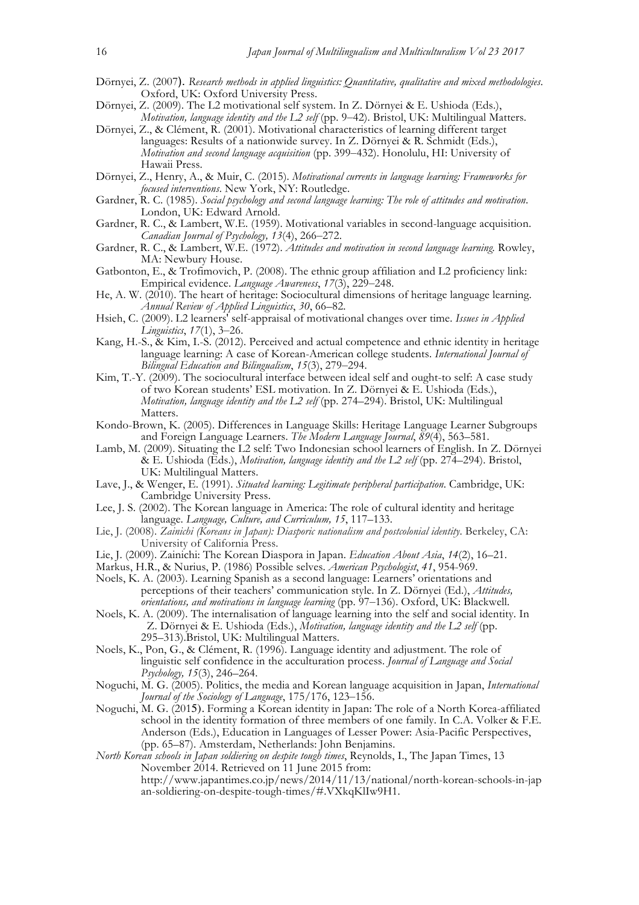Dörnyei, Z. (2007). *Research methods in applied linguistics: Quantitative, qualitative and mixed methodologies*. Oxford, UK: Oxford University Press.

Dörnyei, Z. (2009). The L2 motivational self system. In Z. Dörnyei & E. Ushioda (Eds.), *Motivation, language identity and the L2 self* (pp. 9–42). Bristol, UK: Multilingual Matters.

Dörnyei, Z., & Clément, R. (2001). Motivational characteristics of learning different target languages: Results of a nationwide survey. In Z. Dörnyei & R. Schmidt (Eds.), *Motivation and second language acquisition* (pp. 399–432). Honolulu, HI: University of Hawaii Press.

Dörnyei, Z., Henry, A., & Muir, C. (2015). *Motivational currents in language learning: Frameworks for focused interventions*. New York, NY: Routledge.

Gardner, R. C. (1985). *Social psychology and second language learning: The role of attitudes and motivation*. London, UK: Edward Arnold.

Gardner, R. C., & Lambert, W.E. (1959). Motivational variables in second-language acquisition. *Canadian Journal of Psychology, 13*(4), 266–272.

Gardner, R. C., & Lambert, W.E. (1972). *Attitudes and motivation in second language learning.* Rowley, MA: Newbury House.

Gatbonton, E., & Trofimovich, P. (2008). The ethnic group affiliation and L2 proficiency link: Empirical evidence. *Language Awareness*, *17*(3), 229–248.

He, A. W. (2010). The heart of heritage: Sociocultural dimensions of heritage language learning. *Annual Review of Applied Linguistics*, *30*, 66–82.

Hsieh, C. (2009). L2 learners' self-appraisal of motivational changes over time. *Issues in Applied Linguistics*, *17*(1), 3–26.

Kang, H.-S., & Kim, I.-S. (2012). Perceived and actual competence and ethnic identity in heritage language learning: A case of Korean-American college students. *International Journal of Bilingual Education and Bilingualism*, *15*(3), 279–294.

Kim, T.-Y. (2009). The sociocultural interface between ideal self and ought-to self: A case study of two Korean students' ESL motivation. In Z. Dörnyei & E. Ushioda (Eds.), *Motivation, language identity and the L2 self* (pp. 274–294). Bristol, UK: Multilingual Matters.

Kondo-Brown, K. (2005). Differences in Language Skills: Heritage Language Learner Subgroups and Foreign Language Learners. *The Modern Language Journal*, *89*(4), 563–581.

Lamb, M. (2009). Situating the L2 self: Two Indonesian school learners of English. In Z. Dörnyei & E. Ushioda (Eds.), *Motivation, language identity and the L2 self* (pp. 274–294). Bristol, UK: Multilingual Matters.

Lave, J., & Wenger, E. (1991). *Situated learning: Legitimate peripheral participation*. Cambridge, UK: Cambridge University Press.

Lee, J. S. (2002). The Korean language in America: The role of cultural identity and heritage language. *Language, Culture, and Curriculum, 15*, 117–133.

Lie, J. (2008). *Zainichi (Koreans in Japan): Diasporic nationalism and postcolonial identity*. Berkeley, CA: University of California Press.

Lie, J. (2009). Zainichi: The Korean Diaspora in Japan. *Education About Asia*, *14*(2), 16–21.

Markus, H.R., & Nurius, P. (1986) Possible selves. *American Psychologist*, *41*, 954-969.

Noels, K. A. (2003). Learning Spanish as a second language: Learners' orientations and perceptions of their teachers' communication style. In Z. Dörnyei (Ed.), *Attitudes, orientations, and motivations in language learning* (pp. 97–136). Oxford, UK: Blackwell.

Noels, K. A. (2009). The internalisation of language learning into the self and social identity. In Z. Dörnyei & E. Ushioda (Eds.), *Motivation, language identity and the L2 self* (pp. 295–313).Bristol, UK: Multilingual Matters.

Noels, K., Pon, G., & Clément, R. (1996). Language identity and adjustment. The role of linguistic self confidence in the acculturation process. *Journal of Language and Social Psychology, 15*(3), 246–264.

Noguchi, M. G. (2005). Politics, the media and Korean language acquisition in Japan, *International Journal of the Sociology of Language*, 175/176, 123–156.

Noguchi, M. G. (2015). Forming a Korean identity in Japan: The role of a North Korea-affiliated school in the identity formation of three members of one family. In C.A. Volker & F.E. Anderson (Eds.), Education in Languages of Lesser Power: Asia-Pacific Perspectives, (pp. 65–87). Amsterdam, Netherlands: John Benjamins.

*North Korean schools in Japan soldiering on despite tough times*, Reynolds, I., The Japan Times, 13 November 2014. Retrieved on 11 June 2015 from: http://www.japantimes.co.jp/news/2014/11/13/national/north-korean-schools-in-japan-soldiering-on-despite-tough-times/#.VXkqKlIw9H1.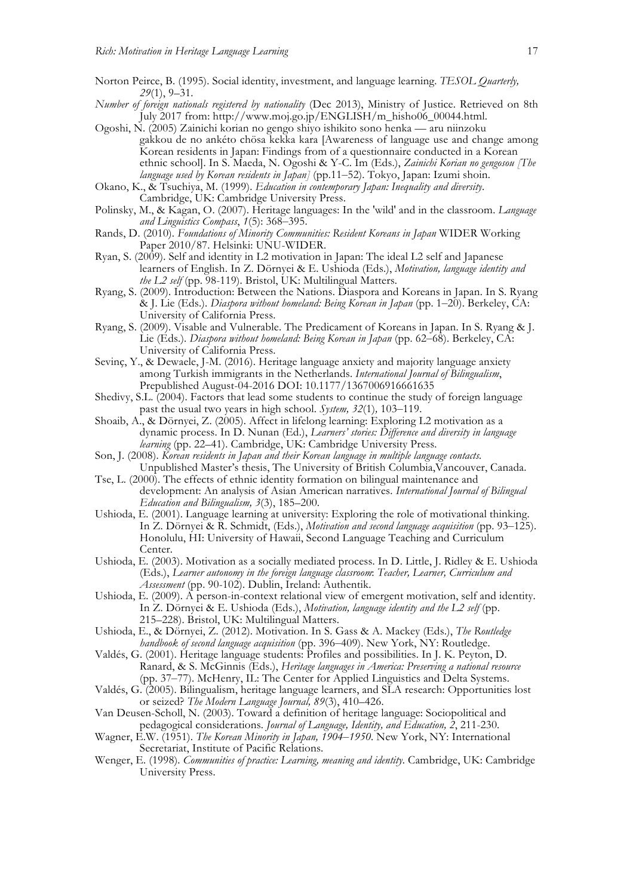Norton Peirce, B. (1995). Social identity, investment, and language learning. *TESOL Quarterly, 29*(1), 9–31.

*Number of foreign nationals registered by nationality* (Dec 2013), Ministry of Justice. Retrieved on 8th July 2017 from: http://www.moj.go.jp/ENGLISH/m_hisho06_00044.html.

Ogoshi, N. (2005) Zainichi korian no gengo shiyo ishikito sono henka — aru niinzoku gakkou de no ankéto chösa kekka kara [Awareness of language use and change among Korean residents in Japan: Findings from of a questionnaire conducted in a Korean ethnic school]. In S. Maeda, N. Ogoshi & Y-C. Im (Eds.), *Zainichi Korian no gengosou [The language used by Korean residents in Japan]* (pp.11–52). Tokyo, Japan: Izumi shoin.

Okano, K., & Tsuchiya, M. (1999). *Education in contemporary Japan: Inequality and diversity*. Cambridge, UK: Cambridge University Press.

Polinsky, M., & Kagan, O. (2007). Heritage languages: In the 'wild' and in the classroom. *Language and Linguistics Compass*, *1*(5): 368–395.

Rands, D. (2010). *Foundations of Minority Communities: Resident Koreans in Japan* WIDER Working Paper 2010/87. Helsinki: UNU-WIDER.

Ryan, S. (2009). Self and identity in L2 motivation in Japan: The ideal L2 self and Japanese learners of English. In Z. Dörnyei & E. Ushioda (Eds.), *Motivation, language identity and the L2 self* (pp. 98-119). Bristol, UK: Multilingual Matters.

Ryang, S. (2009). Introduction: Between the Nations. Diaspora and Koreans in Japan. In S. Ryang & J. Lie (Eds.). *Diaspora without homeland: Being Korean in Japan* (pp. 1–20). Berkeley, CA: University of California Press.

Ryang, S. (2009). Visable and Vulnerable. The Predicament of Koreans in Japan. In S. Ryang & J. Lie (Eds.). *Diaspora without homeland: Being Korean in Japan* (pp. 62–68). Berkeley, CA: University of California Press.

Sevinç, Y., & Dewaele, J-M. (2016). Heritage language anxiety and majority language anxiety among Turkish immigrants in the Netherlands. *International Journal of Bilingualism*, Prepublished August-04-2016 DOI: 10.1177/1367006916661635

Shedivy, S.L. (2004). Factors that lead some students to continue the study of foreign language past the usual two years in high school. *System, 32*(1)*,* 103–119.

Shoaib, A., & Dörnyei, Z. (2005). Affect in lifelong learning: Exploring L2 motivation as a dynamic process. In D. Nunan (Ed.), *Learners' stories: Difference and diversity in language learning* (pp. 22–41). Cambridge, UK: Cambridge University Press.

Son, J. (2008). *Korean residents in Japan and their Korean language in multiple language contacts*. Unpublished Master's thesis, The University of British Columbia,Vancouver, Canada.

Tse, L. (2000). The effects of ethnic identity formation on bilingual maintenance and development: An analysis of Asian American narratives. *International Journal of Bilingual Education and Bilingualism, 3*(3), 185–200.

Ushioda, E. (2001). Language learning at university: Exploring the role of motivational thinking. In Z. Dörnyei & R. Schmidt, (Eds.), *Motivation and second language acquisition* (pp. 93–125). Honolulu, HI: University of Hawaii, Second Language Teaching and Curriculum Center.

Ushioda, E. (2003). Motivation as a socially mediated process. In D. Little, J. Ridley & E. Ushioda (Eds.), *Learner autonomy in the foreign language classroom: Teacher, Learner, Curriculum and Assessment* (pp. 90-102). Dublin, Ireland: Authentik.

Ushioda, E. (2009). A person-in-context relational view of emergent motivation, self and identity. In Z. Dörnyei & E. Ushioda (Eds.), *Motivation, language identity and the L2 self* (pp. 215–228). Bristol, UK: Multilingual Matters.

Ushioda, E., & Dörnyei, Z. (2012). Motivation. In S. Gass & A. Mackey (Eds.), *The Routledge handbook of second language acquisition* (pp. 396–409). New York, NY: Routledge.

Valdés, G. (2001). Heritage language students: Profiles and possibilities. In J. K. Peyton, D. Ranard, & S. McGinnis (Eds.), *Heritage languages in America: Preserving a national resource* (pp. 37–77). McHenry, IL: The Center for Applied Linguistics and Delta Systems.

Valdés, G. (2005). Bilingualism, heritage language learners, and SLA research: Opportunities lost or seized? *The Modern Language Journal, 89*(3), 410–426.

Van Deusen-Scholl, N. (2003). Toward a definition of heritage language: Sociopolitical and pedagogical considerations. *Journal of Language, Identity, and Education, 2*, 211-230.

Wagner, E.W. (1951). *The Korean Minority in Japan, 1904–1950*. New York, NY: International Secretariat, Institute of Pacific Relations.

Wenger, E. (1998). *Communities of practice: Learning, meaning and identity*. Cambridge, UK: Cambridge University Press.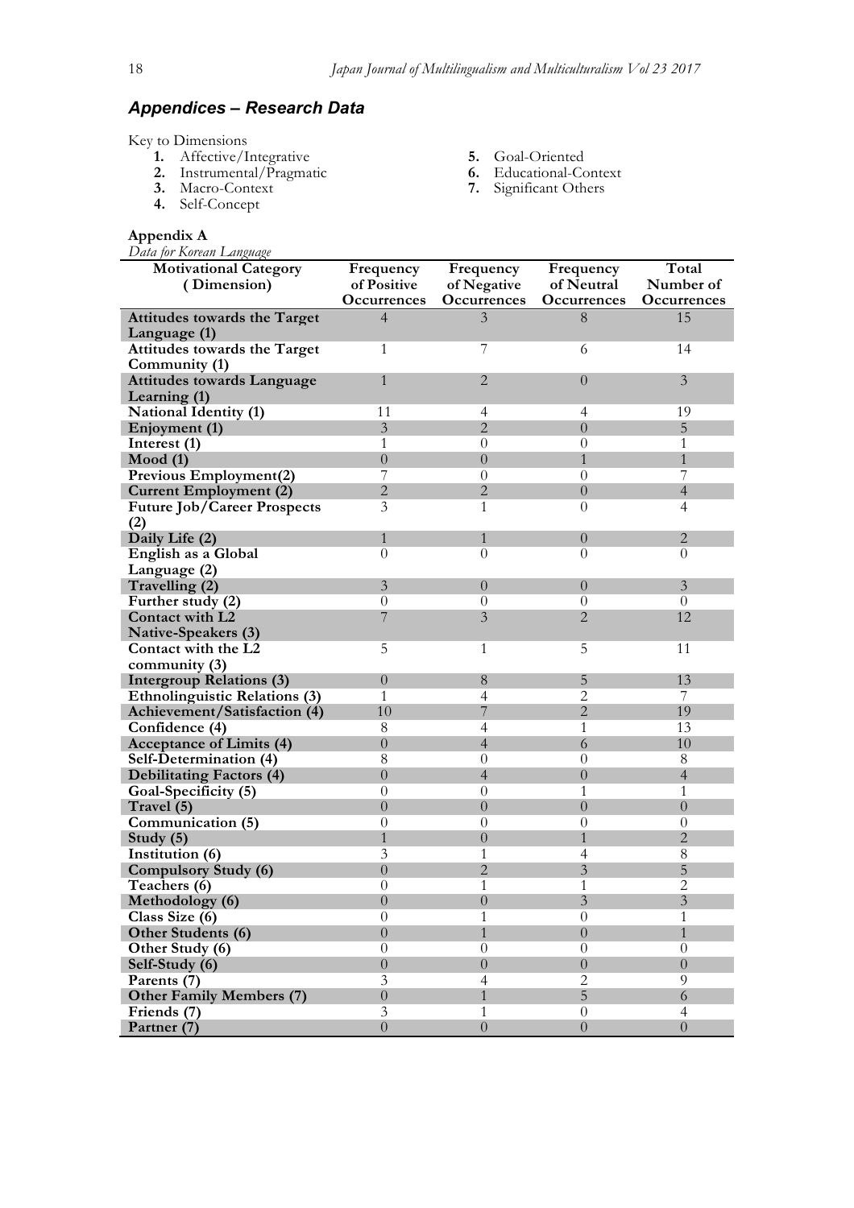## *Appendices – Research Data*

Key to Dimensions

1. Affective/Integrative
2. Instrumental/Pragmatic
3. Macro-Context
4. Self-Concept
5. Goal-Oriented
6. Educational-Context
7. Significant Others

**Appendix A**

*Data for Korean Language*

| Motivational Category (Dimension) | Frequency of Positive Occurrences | Frequency of Negative Occurrences | Frequency of Neutral Occurrences | Total Number of Occurrences |
|---|---|---|---|---|
| **Attitudes towards the Target Language (1)** | 4 | 3 | 8 | 15 |
| **Attitudes towards the Target Community (1)** | 1 | 7 | 6 | 14 |
| **Attitudes towards Language Learning (1)** | 1 | 2 | 0 | 3 |
| **National Identity (1)** | 11 | 4 | 4 | 19 |
| **Enjoyment (1)** | 3 | 2 | 0 | 5 |
| **Interest (1)** | 1 | 0 | 0 | 1 |
| **Mood (1)** | 0 | 0 | 1 | 1 |
| **Previous Employment(2)** | 7 | 0 | 0 | 7 |
| **Current Employment (2)** | 2 | 2 | 0 | 4 |
| **Future Job/Career Prospects (2)** | 3 | 1 | 0 | 4 |
| **Daily Life (2)** | 1 | 1 | 0 | 2 |
| **English as a Global Language (2)** | 0 | 0 | 0 | 0 |
| **Travelling (2)** | 3 | 0 | 0 | 3 |
| **Further study (2)** | 0 | 0 | 0 | 0 |
| **Contact with L2 Native-Speakers (3)** | 7 | 3 | 2 | 12 |
| **Contact with the L2 community (3)** | 5 | 1 | 5 | 11 |
| **Intergroup Relations (3)** | 0 | 8 | 5 | 13 |
| **Ethnolinguistic Relations (3)** | 1 | 4 | 2 | 7 |
| **Achievement/Satisfaction (4)** | 10 | 7 | 2 | 19 |
| **Confidence (4)** | 8 | 4 | 1 | 13 |
| **Acceptance of Limits (4)** | 0 | 4 | 6 | 10 |
| **Self-Determination (4)** | 8 | 0 | 0 | 8 |
| **Debilitating Factors (4)** | 0 | 4 | 0 | 4 |
| **Goal-Specificity (5)** | 0 | 0 | 1 | 1 |
| **Travel (5)** | 0 | 0 | 0 | 0 |
| **Communication (5)** | 0 | 0 | 0 | 0 |
| **Study (5)** | 1 | 0 | 1 | 2 |
| **Institution (6)** | 3 | 1 | 4 | 8 |
| **Compulsory Study (6)** | 0 | 2 | 3 | 5 |
| **Teachers (6)** | 0 | 1 | 1 | 2 |
| **Methodology (6)** | 0 | 0 | 3 | 3 |
| **Class Size (6)** | 0 | 1 | 0 | 1 |
| **Other Students (6)** | 0 | 1 | 0 | 1 |
| **Other Study (6)** | 0 | 0 | 0 | 0 |
| **Self-Study (6)** | 0 | 0 | 0 | 0 |
| **Parents (7)** | 3 | 4 | 2 | 9 |
| **Other Family Members (7)** | 0 | 1 | 5 | 6 |
| **Friends (7)** | 3 | 1 | 0 | 4 |
| **Partner (7)** | 0 | 0 | 0 | 0 |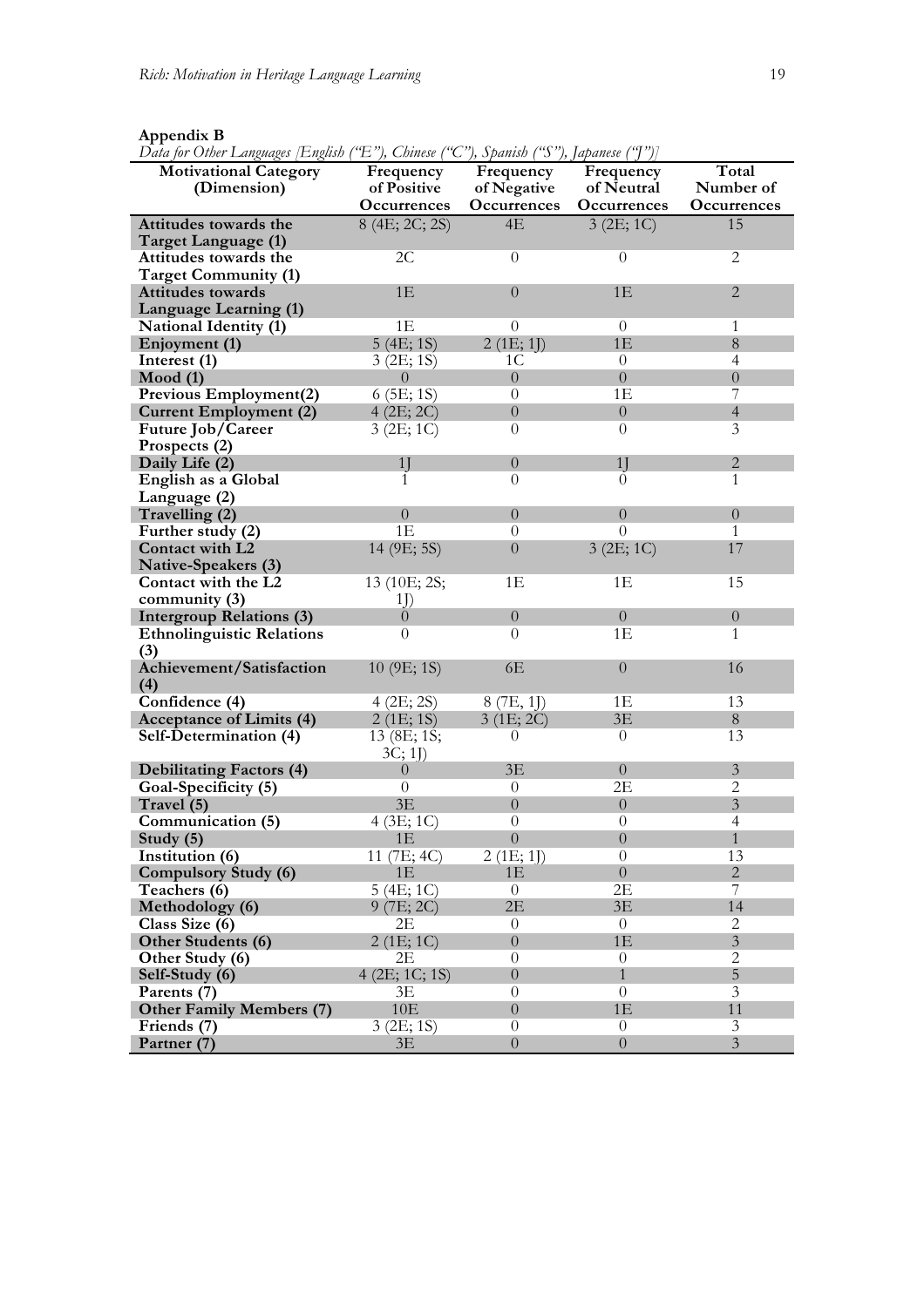**Appendix B**

*Data for Other Languages [English ("E"), Chinese ("C"), Spanish ("S"), Japanese ("J")]*

| Motivational Category (Dimension) | Frequency of Positive Occurrences | Frequency of Negative Occurrences | Frequency of Neutral Occurrences | Total Number of Occurrences |
|---|---|---|---|---|
| **Attitudes towards the Target Language (1)** | 8 (4E; 2C; 2S) | 4E | 3 (2E; 1C) | 15 |
| **Attitudes towards the Target Community (1)** | 2C | 0 | 0 | 2 |
| **Attitudes towards Language Learning (1)** | 1E | 0 | 1E | 2 |
| **National Identity (1)** | 1E | 0 | 0 | 1 |
| **Enjoyment (1)** | 5 (4E; 1S) | 2 (1E; 1J) | 1E | 8 |
| **Interest (1)** | 3 (2E; 1S) | 1C | 0 | 4 |
| **Mood (1)** | 0 | 0 | 0 | 0 |
| **Previous Employment(2)** | 6 (5E; 1S) | 0 | 1E | 7 |
| **Current Employment (2)** | 4 (2E; 2C) | 0 | 0 | 4 |
| **Future Job/Career Prospects (2)** | 3 (2E; 1C) | 0 | 0 | 3 |
| **Daily Life (2)** | 1J | 0 | 1J | 2 |
| **English as a Global Language (2)** | 1 | 0 | 0 | 1 |
| **Travelling (2)** | 0 | 0 | 0 | 0 |
| **Further study (2)** | 1E | 0 | 0 | 1 |
| **Contact with L2 Native-Speakers (3)** | 14 (9E; 5S) | 0 | 3 (2E; 1C) | 17 |
| **Contact with the L2 community (3)** | 13 (10E; 2S; 1J) | 1E | 1E | 15 |
| **Intergroup Relations (3)** | 0 | 0 | 0 | 0 |
| **Ethnolinguistic Relations (3)** | 0 | 0 | 1E | 1 |
| **Achievement/Satisfaction (4)** | 10 (9E; 1S) | 6E | 0 | 16 |
| **Confidence (4)** | 4 (2E; 2S) | 8 (7E, 1J) | 1E | 13 |
| **Acceptance of Limits (4)** | 2 (1E; 1S) | 3 (1E; 2C) | 3E | 8 |
| **Self-Determination (4)** | 13 (8E; 1S; 3C; 1J) | 0 | 0 | 13 |
| **Debilitating Factors (4)** | 0 | 3E | 0 | 3 |
| **Goal-Specificity (5)** | 0 | 0 | 2E | 2 |
| **Travel (5)** | 3E | 0 | 0 | 3 |
| **Communication (5)** | 4 (3E; 1C) | 0 | 0 | 4 |
| **Study (5)** | 1E | 0 | 0 | 1 |
| **Institution (6)** | 11 (7E; 4C) | 2 (1E; 1J) | 0 | 13 |
| **Compulsory Study (6)** | 1E | 1E | 0 | 2 |
| **Teachers (6)** | 5 (4E; 1C) | 0 | 2E | 7 |
| **Methodology (6)** | 9 (7E; 2C) | 2E | 3E | 14 |
| **Class Size (6)** | 2E | 0 | 0 | 2 |
| **Other Students (6)** | 2 (1E; 1C) | 0 | 1E | 3 |
| **Other Study (6)** | 2E | 0 | 0 | 2 |
| **Self-Study (6)** | 4 (2E; 1C; 1S) | 0 | 1 | 5 |
| **Parents (7)** | 3E | 0 | 0 | 3 |
| **Other Family Members (7)** | 10E | 0 | 1E | 11 |
| **Friends (7)** | 3 (2E; 1S) | 0 | 0 | 3 |
| **Partner (7)** | 3E | 0 | 0 | 3 |